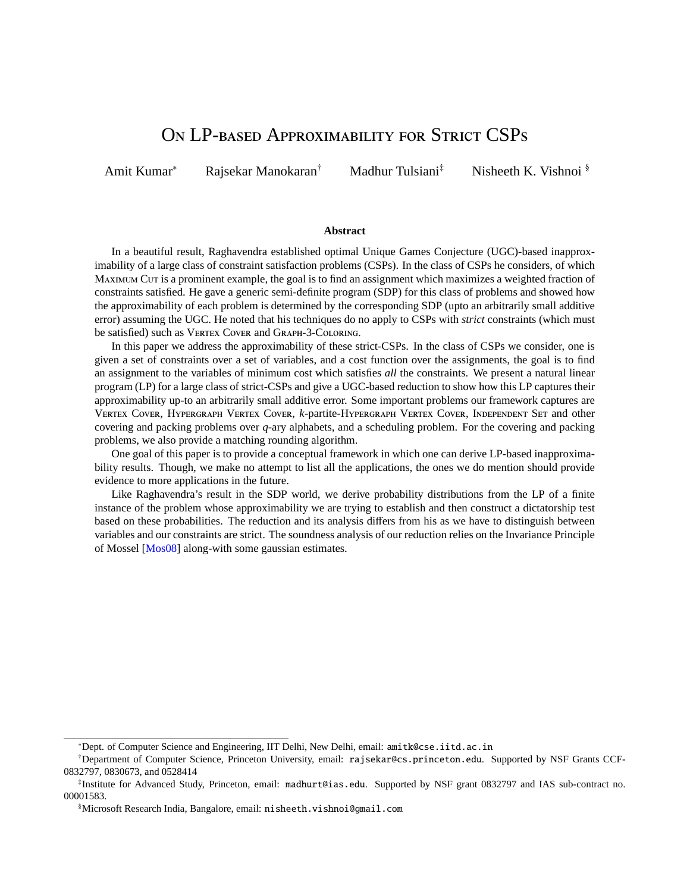# On LP-based Approximability for Strict CSPs

Amit Kumar[*] Rajsekar Manokaran[†] Madhur Tulsiani[‡] Nisheeth K. Vishnoi[§]

### Abstract

In a beautiful result, Raghavendra established optimal Unique Games Conjecture (UGC)-based inapproximability of a large class of constraint satisfaction problems (CSPs). In the class of CSPs he considers, of which Maximum Cut is a prominent example, the goal is to find an assignment which maximizes a weighted fraction of constraints satisfied. He gave a generic semi-definite program (SDP) for this class of problems and showed how the approximability of each problem is determined by the corresponding SDP (upto an arbitrarily small additive error) assuming the UGC. He noted that his techniques do no apply to CSPs with *strict* constraints (which must be satisfied) such as Vertex Cover and Graph-3-Coloring.

In this paper we address the approximability of these strict-CSPs. In the class of CSPs we consider, one is given a set of constraints over a set of variables, and a cost function over the assignments, the goal is to find an assignment to the variables of minimum cost which satisfies *all* the constraints. We present a natural linear program (LP) for a large class of strict-CSPs and give a UGC-based reduction to show how this LP captures their approximability up-to an arbitrarily small additive error. Some important problems our framework captures are Vertex Cover, Hypergraph Vertex Cover, $k$-partite-Hypergraph Vertex Cover, Independent Set and other covering and packing problems over $q$-ary alphabets, and a scheduling problem. For the covering and packing problems, we also provide a matching rounding algorithm.

One goal of this paper is to provide a conceptual framework in which one can derive LP-based inapproximability results. Though, we make no attempt to list all the applications, the ones we do mention should provide evidence to more applications in the future.

Like Raghavendra's result in the SDP world, we derive probability distributions from the LP of a finite instance of the problem whose approximability we are trying to establish and then construct a dictatorship test based on these probabilities. The reduction and its analysis differs from his as we have to distinguish between variables and our constraints are strict. The soundness analysis of our reduction relies on the Invariance Principle of Mossel [Mos08] along-with some gaussian estimates.

---

[*] Dept. of Computer Science and Engineering, IIT Delhi, New Delhi, email: amitk@cse.iitd.ac.in

[†] Department of Computer Science, Princeton University, email: rajsekar@cs.princeton.edu. Supported by NSF Grants CCF-0832797, 0830673, and 0528414

[‡] Institute for Advanced Study, Princeton, email: madhurt@ias.edu. Supported by NSF grant 0832797 and IAS sub-contract no. 00001583.

[§] Microsoft Research India, Bangalore, email: nisheeth.vishnoi@gmail.com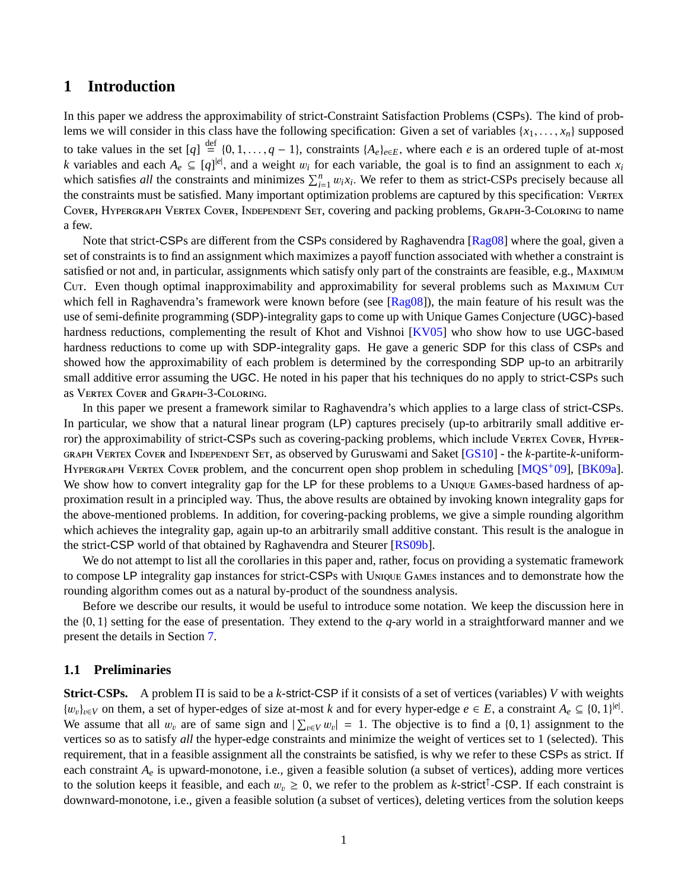# 1 Introduction

In this paper we address the approximability of strict-Constraint Satisfaction Problems (CSPs). The kind of problems we will consider in this class have the following specification: Given a set of variables $\{x_1, \ldots, x_n\}$ supposed to take values in the set $[q] \stackrel{\text{def}}{=} \{0, 1, \ldots, q-1\}$, constraints $\{A_e\}_{e \in E}$, where each $e$ is an ordered tuple of at-most $k$ variables and each $A_e \subseteq [q]^{|e|}$, and a weight $w_i$ for each variable, the goal is to find an assignment to each $x_i$ which satisfies *all* the constraints and minimizes $\sum_{i=1}^{n} w_i x_i$. We refer to them as strict-CSPs precisely because all the constraints must be satisfied. Many important optimization problems are captured by this specification: Vertex Cover, Hypergraph Vertex Cover, Independent Set, covering and packing problems, Graph-3-Coloring to name a few.

Note that strict-CSPs are different from the CSPs considered by Raghavendra [Rag08] where the goal, given a set of constraints is to find an assignment which maximizes a payoff function associated with whether a constraint is satisfied or not and, in particular, assignments which satisfy only part of the constraints are feasible, e.g., Maximum Cut. Even though optimal inapproximability and approximability for several problems such as Maximum Cut which fell in Raghavendra's framework were known before (see [Rag08]), the main feature of his result was the use of semi-definite programming (SDP)-integrality gaps to come up with Unique Games Conjecture (UGC)-based hardness reductions, complementing the result of Khot and Vishnoi [KV05] who show how to use UGC-based hardness reductions to come up with SDP-integrality gaps. He gave a generic SDP for this class of CSPs and showed how the approximability of each problem is determined by the corresponding SDP up-to an arbitrarily small additive error assuming the UGC. He noted in his paper that his techniques do no apply to strict-CSPs such as Vertex Cover and Graph-3-Coloring.

In this paper we present a framework similar to Raghavendra's which applies to a large class of strict-CSPs. In particular, we show that a natural linear program (LP) captures precisely (up-to arbitrarily small additive error) the approximability of strict-CSPs such as covering-packing problems, which include Vertex Cover, Hypergraph Vertex Cover and Independent Set, as observed by Guruswami and Saket [GS10] - the $k$-partite-$k$-uniform-Hypergraph Vertex Cover problem, and the concurrent open shop problem in scheduling [MQS+09], [BK09a]. We show how to convert integrality gap for the LP for these problems to a Unique Games-based hardness of approximation result in a principled way. Thus, the above results are obtained by invoking known integrality gaps for the above-mentioned problems. In addition, for covering-packing problems, we give a simple rounding algorithm which achieves the integrality gap, again up-to an arbitrarily small additive constant. This result is the analogue in the strict-CSP world of that obtained by Raghavendra and Steurer [RS09b].

We do not attempt to list all the corollaries in this paper and, rather, focus on providing a systematic framework to compose LP integrality gap instances for strict-CSPs with Unique Games instances and to demonstrate how the rounding algorithm comes out as a natural by-product of the soundness analysis.

Before we describe our results, it would be useful to introduce some notation. We keep the discussion here in the $\{0, 1\}$ setting for the ease of presentation. They extend to the $q$-ary world in a straightforward manner and we present the details in Section 7.

## 1.1 Preliminaries

**Strict-CSPs.** A problem $\Pi$ is said to be a $k$-strict-CSP if it consists of a set of vertices (variables) $V$ with weights $\{w_v\}_{v \in V}$ on them, a set of hyper-edges of size at-most $k$ and for every hyper-edge $e \in E$, a constraint $A_e \subseteq \{0, 1\}^{|e|}$. We assume that all $w_v$ are of same sign and $|\sum_{v \in V} w_v| = 1$. The objective is to find a $\{0, 1\}$ assignment to the vertices so as to satisfy *all* the hyper-edge constraints and minimize the weight of vertices set to 1 (selected). This requirement, that in a feasible assignment all the constraints be satisfied, is why we refer to these CSPs as strict. If each constraint $A_e$ is upward-monotone, i.e., given a feasible solution (a subset of vertices), adding more vertices to the solution keeps it feasible, and each $w_v \geq 0$, we refer to the problem as $k$-strict$^{\uparrow}$-CSP. If each constraint is downward-monotone, i.e., given a feasible solution (a subset of vertices), deleting vertices from the solution keeps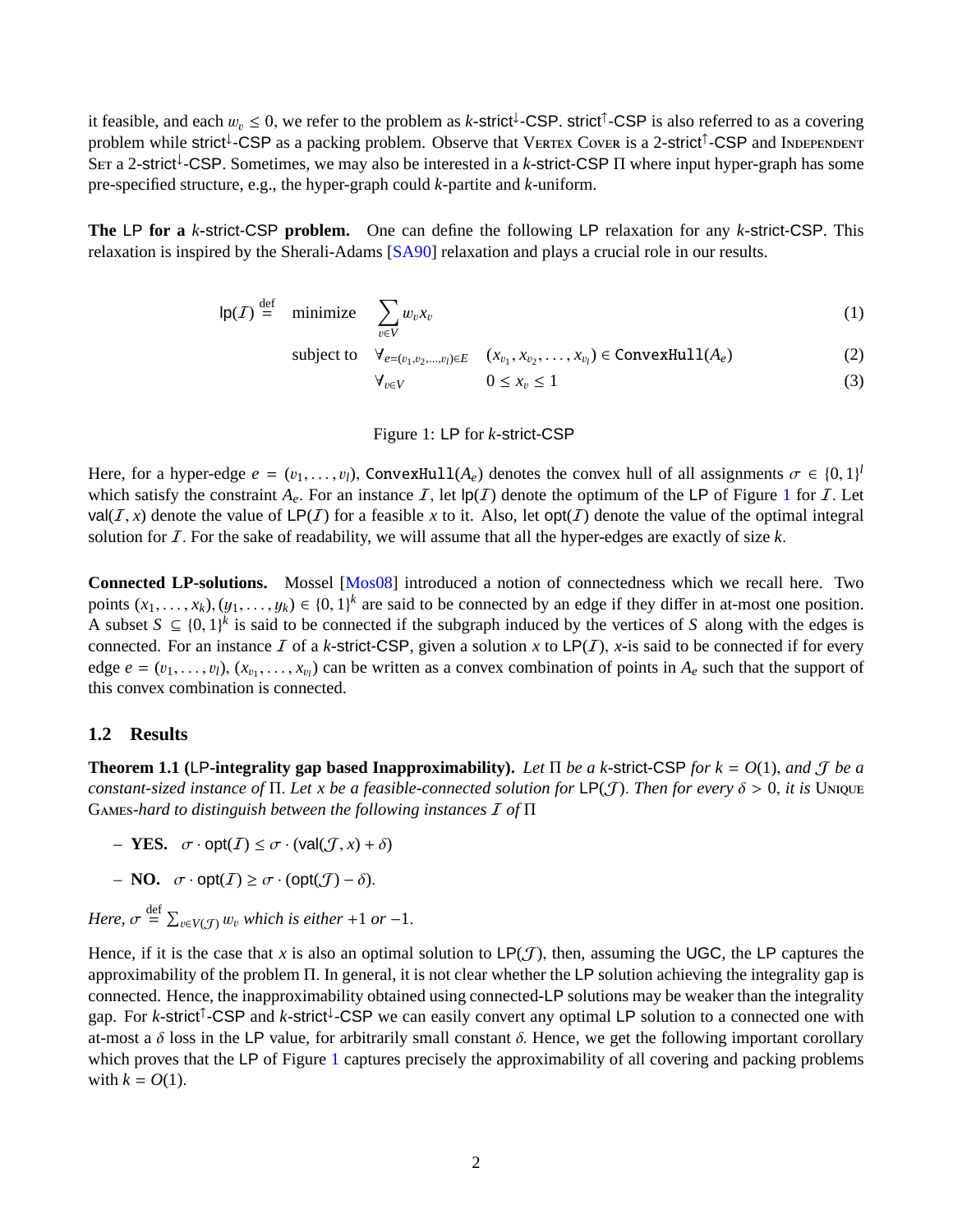it feasible, and each $w_v \leq 0$, we refer to the problem as $k$-strict$^{\downarrow}$-CSP. strict$^{\uparrow}$-CSP is also referred to as a covering problem while strict$^{\downarrow}$-CSP as a packing problem. Observe that Vertex Cover is a 2-strict$^{\uparrow}$-CSP and Independent Set a 2-strict$^{\downarrow}$-CSP. Sometimes, we may also be interested in a $k$-strict-CSP $\Pi$ where input hyper-graph has some pre-specified structure, e.g., the hyper-graph could $k$-partite and $k$-uniform.

**The LP for a $k$-strict-CSP problem.** One can define the following LP relaxation for any $k$-strict-CSP. This relaxation is inspired by the Sherali-Adams [SA90] relaxation and plays a crucial role in our results.

$$\mathsf{lp}(\mathcal{I}) \stackrel{\text{def}}{=} \quad \text{minimize} \quad \sum_{v \in V} w_v x_v \tag{1}$$

$$\text{subject to} \quad \forall_{e=(v_1,v_2,\ldots,v_l)\in E} \quad (x_{v_1}, x_{v_2}, \ldots, x_{v_l}) \in \texttt{ConvexHull}(A_e) \tag{2}$$

$$\forall_{v \in V} \quad 0 \leq x_v \leq 1 \tag{3}$$

Figure 1: LP for $k$-strict-CSP

Here, for a hyper-edge $e = (v_1, \ldots, v_l)$, $\texttt{ConvexHull}(A_e)$ denotes the convex hull of all assignments $\sigma \in \{0,1\}^l$ which satisfy the constraint $A_e$. For an instance $\mathcal{I}$, let $\mathsf{lp}(\mathcal{I})$ denote the optimum of the LP of Figure 1 for $\mathcal{I}$. Let $\mathsf{val}(\mathcal{I}, x)$ denote the value of $\mathsf{LP}(\mathcal{I})$ for a feasible $x$ to it. Also, let $\mathsf{opt}(\mathcal{I})$ denote the value of the optimal integral solution for $\mathcal{I}$. For the sake of readability, we will assume that all the hyper-edges are exactly of size $k$.

**Connected LP-solutions.** Mossel [Mos08] introduced a notion of connectedness which we recall here. Two points $(x_1, \ldots, x_k), (y_1, \ldots, y_k) \in \{0,1\}^k$ are said to be connected by an edge if they differ in at-most one position. A subset $S \subseteq \{0,1\}^k$ is said to be connected if the subgraph induced by the vertices of $S$ along with the edges is connected. For an instance $\mathcal{I}$ of a $k$-strict-CSP, given a solution $x$ to $\mathsf{LP}(\mathcal{I})$, $x$-is said to be connected if for every edge $e = (v_1, \ldots, v_l)$, $(x_{v_1}, \ldots, x_{v_l})$ can be written as a convex combination of points in $A_e$ such that the support of this convex combination is connected.

## 1.2 Results

**Theorem 1.1 (LP-integrality gap based Inapproximability).** *Let $\Pi$ be a $k$-strict-CSP for $k = O(1)$, and $\mathcal{J}$ be a constant-sized instance of $\Pi$. Let $x$ be a feasible-connected solution for $\mathsf{LP}(\mathcal{J})$. Then for every $\delta > 0$, it is* Unique Games*-hard to distinguish between the following instances $\mathcal{I}$ of $\Pi$*

- **YES.** $\sigma \cdot \mathsf{opt}(\mathcal{I}) \leq \sigma \cdot (\mathsf{val}(\mathcal{J}, x) + \delta)$
- **NO.** $\sigma \cdot \mathsf{opt}(\mathcal{I}) \geq \sigma \cdot (\mathsf{opt}(\mathcal{J}) - \delta)$.

*Here, $\sigma \stackrel{\text{def}}{=} \sum_{v \in V(\mathcal{J})} w_v$ which is either $+1$ or $-1$.*

Hence, if it is the case that $x$ is also an optimal solution to $\mathsf{LP}(\mathcal{J})$, then, assuming the UGC, the LP captures the approximability of the problem $\Pi$. In general, it is not clear whether the LP solution achieving the integrality gap is connected. Hence, the inapproximability obtained using connected-LP solutions may be weaker than the integrality gap. For $k$-strict$^{\uparrow}$-CSP and $k$-strict$^{\downarrow}$-CSP we can easily convert any optimal LP solution to a connected one with at-most a $\delta$ loss in the LP value, for arbitrarily small constant $\delta$. Hence, we get the following important corollary which proves that the LP of Figure 1 captures precisely the approximability of all covering and packing problems with $k = O(1)$.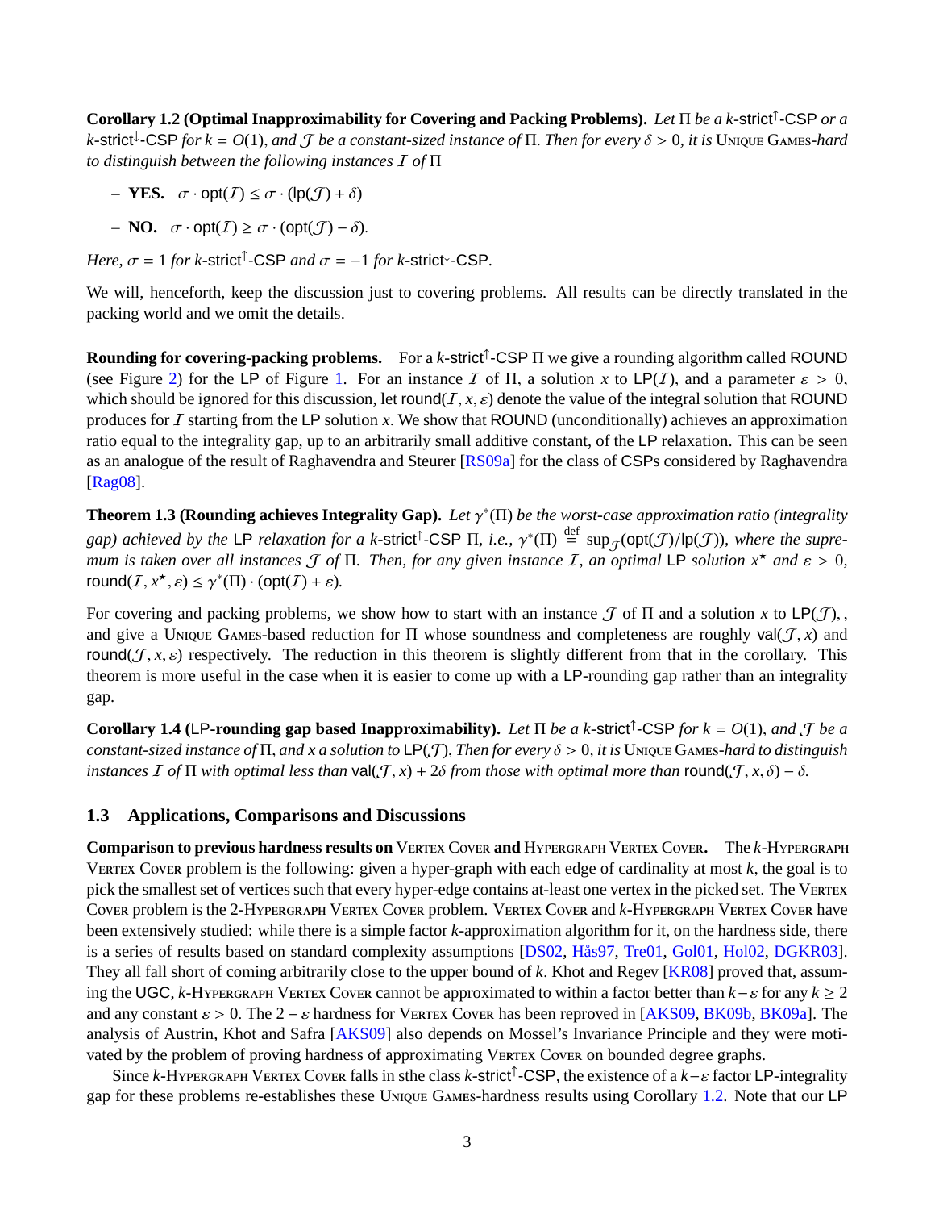**Corollary 1.2 (Optimal Inapproximability for Covering and Packing Problems).** *Let $\Pi$ be a $k$-strict$^{\uparrow}$-CSP or a $k$-strict$^{\downarrow}$-CSP for $k = O(1)$, and $\mathcal{J}$ be a constant-sized instance of $\Pi$. Then for every $\delta > 0$, it is* Unique Games*-hard to distinguish between the following instances $\mathcal{I}$ of $\Pi$*

– **YES.** $\sigma \cdot \mathsf{opt}(\mathcal{I}) \leq \sigma \cdot (\mathsf{lp}(\mathcal{J}) + \delta)$

– **NO.** $\sigma \cdot \mathsf{opt}(\mathcal{I}) \geq \sigma \cdot (\mathsf{opt}(\mathcal{J}) - \delta)$.

*Here, $\sigma = 1$ for $k$-strict$^{\uparrow}$-CSP and $\sigma = -1$ for $k$-strict$^{\downarrow}$-CSP.*

We will, henceforth, keep the discussion just to covering problems. All results can be directly translated in the packing world and we omit the details.

**Rounding for covering-packing problems.** For a $k$-strict$^{\uparrow}$-CSP $\Pi$ we give a rounding algorithm called ROUND (see Figure 2) for the LP of Figure 1. For an instance $\mathcal{I}$ of $\Pi$, a solution $x$ to $\mathsf{LP}(\mathcal{I})$, and a parameter $\varepsilon > 0$, which should be ignored for this discussion, let $\mathsf{round}(\mathcal{I}, x, \varepsilon)$ denote the value of the integral solution that ROUND produces for $\mathcal{I}$ starting from the LP solution $x$. We show that ROUND (unconditionally) achieves an approximation ratio equal to the integrality gap, up to an arbitrarily small additive constant, of the LP relaxation. This can be seen as an analogue of the result of Raghavendra and Steurer [RS09a] for the class of CSPs considered by Raghavendra [Rag08].

**Theorem 1.3 (Rounding achieves Integrality Gap).** *Let $\gamma^*(\Pi)$ be the worst-case approximation ratio (integrality gap) achieved by the LP relaxation for a $k$-strict$^{\uparrow}$-CSP $\Pi$, i.e., $\gamma^*(\Pi) \stackrel{\text{def}}{=} \sup_{\mathcal{J}}(\mathsf{opt}(\mathcal{J})/\mathsf{lp}(\mathcal{J}))$, where the supremum is taken over all instances $\mathcal{J}$ of $\Pi$. Then, for any given instance $\mathcal{I}$, an optimal LP solution $x^{\star}$ and $\varepsilon > 0$, $\mathsf{round}(\mathcal{I}, x^{\star}, \varepsilon) \leq \gamma^*(\Pi) \cdot (\mathsf{opt}(\mathcal{I}) + \varepsilon)$.*

For covering and packing problems, we show how to start with an instance $\mathcal{J}$ of $\Pi$ and a solution $x$ to $\mathsf{LP}(\mathcal{J})$, , and give a Unique Games-based reduction for $\Pi$ whose soundness and completeness are roughly $\mathsf{val}(\mathcal{J}, x)$ and $\mathsf{round}(\mathcal{J}, x, \varepsilon)$ respectively. The reduction in this theorem is slightly different from that in the corollary. This theorem is more useful in the case when it is easier to come up with a LP-rounding gap rather than an integrality gap.

**Corollary 1.4 (LP-rounding gap based Inapproximability).** *Let $\Pi$ be a $k$-strict$^{\uparrow}$-CSP for $k = O(1)$, and $\mathcal{J}$ be a constant-sized instance of $\Pi$, and $x$ a solution to $\mathsf{LP}(\mathcal{J})$, Then for every $\delta > 0$, it is* Unique Games*-hard to distinguish instances $\mathcal{I}$ of $\Pi$ with optimal less than $\mathsf{val}(\mathcal{J}, x) + 2\delta$ from those with optimal more than $\mathsf{round}(\mathcal{J}, x, \delta) - \delta$.*

### 1.3 Applications, Comparisons and Discussions

**Comparison to previous hardness results on** Vertex Cover **and** Hypergraph Vertex Cover**.** The $k$-Hypergraph Vertex Cover problem is the following: given a hyper-graph with each edge of cardinality at most $k$, the goal is to pick the smallest set of vertices such that every hyper-edge contains at-least one vertex in the picked set. The Vertex Cover problem is the 2-Hypergraph Vertex Cover problem. Vertex Cover and $k$-Hypergraph Vertex Cover have been extensively studied: while there is a simple factor $k$-approximation algorithm for it, on the hardness side, there is a series of results based on standard complexity assumptions [DS02, Hås97, Tre01, Gol01, Hol02, DGKR03]. They all fall short of coming arbitrarily close to the upper bound of $k$. Khot and Regev [KR08] proved that, assuming the UGC, $k$-Hypergraph Vertex Cover cannot be approximated to within a factor better than $k - \varepsilon$ for any $k \geq 2$ and any constant $\varepsilon > 0$. The $2 - \varepsilon$ hardness for Vertex Cover has been reproved in [AKS09, BK09b, BK09a]. The analysis of Austrin, Khot and Safra [AKS09] also depends on Mossel's Invariance Principle and they were motivated by the problem of proving hardness of approximating Vertex Cover on bounded degree graphs.

Since $k$-Hypergraph Vertex Cover falls in sthe class $k$-strict$^{\uparrow}$-CSP, the existence of a $k - \varepsilon$ factor LP-integrality gap for these problems re-establishes these Unique Games-hardness results using Corollary 1.2. Note that our LP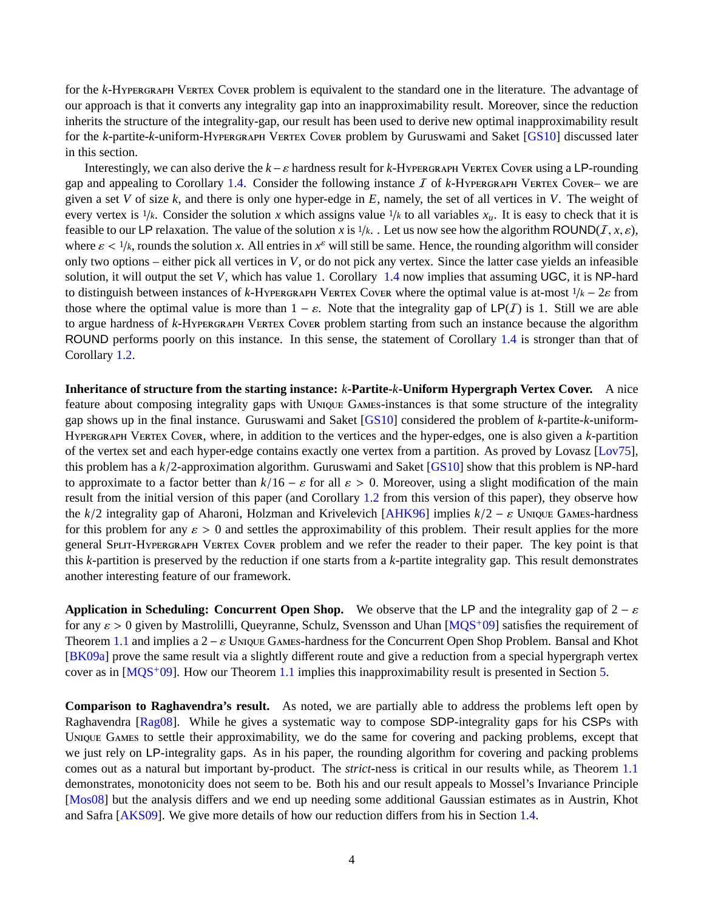for the $k$-Hypergraph Vertex Cover problem is equivalent to the standard one in the literature. The advantage of our approach is that it converts any integrality gap into an inapproximability result. Moreover, since the reduction inherits the structure of the integrality-gap, our result has been used to derive new optimal inapproximability result for the $k$-partite-$k$-uniform-Hypergraph Vertex Cover problem by Guruswami and Saket [GS10] discussed later in this section.

Interestingly, we can also derive the $k-\varepsilon$ hardness result for $k$-Hypergraph Vertex Cover using a LP-rounding gap and appealing to Corollary 1.4. Consider the following instance $\mathcal{I}$ of $k$-Hypergraph Vertex Cover– we are given a set $V$ of size $k$, and there is only one hyper-edge in $E$, namely, the set of all vertices in $V$. The weight of every vertex is $1/k$. Consider the solution $x$ which assigns value $1/k$ to all variables $x_u$. It is easy to check that it is feasible to our LP relaxation. The value of the solution $x$ is $1/k$. . Let us now see how the algorithm $\mathsf{ROUND}(\mathcal{I}, x, \varepsilon)$, where $\varepsilon < 1/k$, rounds the solution $x$. All entries in $x^{\varepsilon}$ will still be same. Hence, the rounding algorithm will consider only two options – either pick all vertices in $V$, or do not pick any vertex. Since the latter case yields an infeasible solution, it will output the set $V$, which has value 1. Corollary 1.4 now implies that assuming UGC, it is NP-hard to distinguish between instances of $k$-Hypergraph Vertex Cover where the optimal value is at-most $1/k - 2\varepsilon$ from those where the optimal value is more than $1-\varepsilon$. Note that the integrality gap of $\mathsf{LP}(\mathcal{I})$ is 1. Still we are able to argue hardness of $k$-Hypergraph Vertex Cover problem starting from such an instance because the algorithm ROUND performs poorly on this instance. In this sense, the statement of Corollary 1.4 is stronger than that of Corollary 1.2.

**Inheritance of structure from the starting instance: $k$-Partite-$k$-Uniform Hypergraph Vertex Cover.** A nice feature about composing integrality gaps with Unique Games-instances is that some structure of the integrality gap shows up in the final instance. Guruswami and Saket [GS10] considered the problem of $k$-partite-$k$-uniform-Hypergraph Vertex Cover, where, in addition to the vertices and the hyper-edges, one is also given a $k$-partition of the vertex set and each hyper-edge contains exactly one vertex from a partition. As proved by Lovasz [Lov75], this problem has a $k/2$-approximation algorithm. Guruswami and Saket [GS10] show that this problem is NP-hard to approximate to a factor better than $k/16 - \varepsilon$ for all $\varepsilon > 0$. Moreover, using a slight modification of the main result from the initial version of this paper (and Corollary 1.2 from this version of this paper), they observe how the $k/2$ integrality gap of Aharoni, Holzman and Krivelevich [AHK96] implies $k/2 - \varepsilon$ Unique Games-hardness for this problem for any $\varepsilon > 0$ and settles the approximability of this problem. Their result applies for the more general Split-Hypergraph Vertex Cover problem and we refer the reader to their paper. The key point is that this $k$-partition is preserved by the reduction if one starts from a $k$-partite integrality gap. This result demonstrates another interesting feature of our framework.

**Application in Scheduling: Concurrent Open Shop.** We observe that the LP and the integrality gap of $2-\varepsilon$ for any $\varepsilon > 0$ given by Mastrolilli, Queyranne, Schulz, Svensson and Uhan [MQS+09] satisfies the requirement of Theorem 1.1 and implies a $2-\varepsilon$ Unique Games-hardness for the Concurrent Open Shop Problem. Bansal and Khot [BK09a] prove the same result via a slightly different route and give a reduction from a special hypergraph vertex cover as in [MQS+09]. How our Theorem 1.1 implies this inapproximability result is presented in Section 5.

**Comparison to Raghavendra's result.** As noted, we are partially able to address the problems left open by Raghavendra [Rag08]. While he gives a systematic way to compose SDP-integrality gaps for his CSPs with Unique Games to settle their approximability, we do the same for covering and packing problems, except that we just rely on LP-integrality gaps. As in his paper, the rounding algorithm for covering and packing problems comes out as a natural but important by-product. The *strict*-ness is critical in our results while, as Theorem 1.1 demonstrates, monotonicity does not seem to be. Both his and our result appeals to Mossel's Invariance Principle [Mos08] but the analysis differs and we end up needing some additional Gaussian estimates as in Austrin, Khot and Safra [AKS09]. We give more details of how our reduction differs from his in Section 1.4.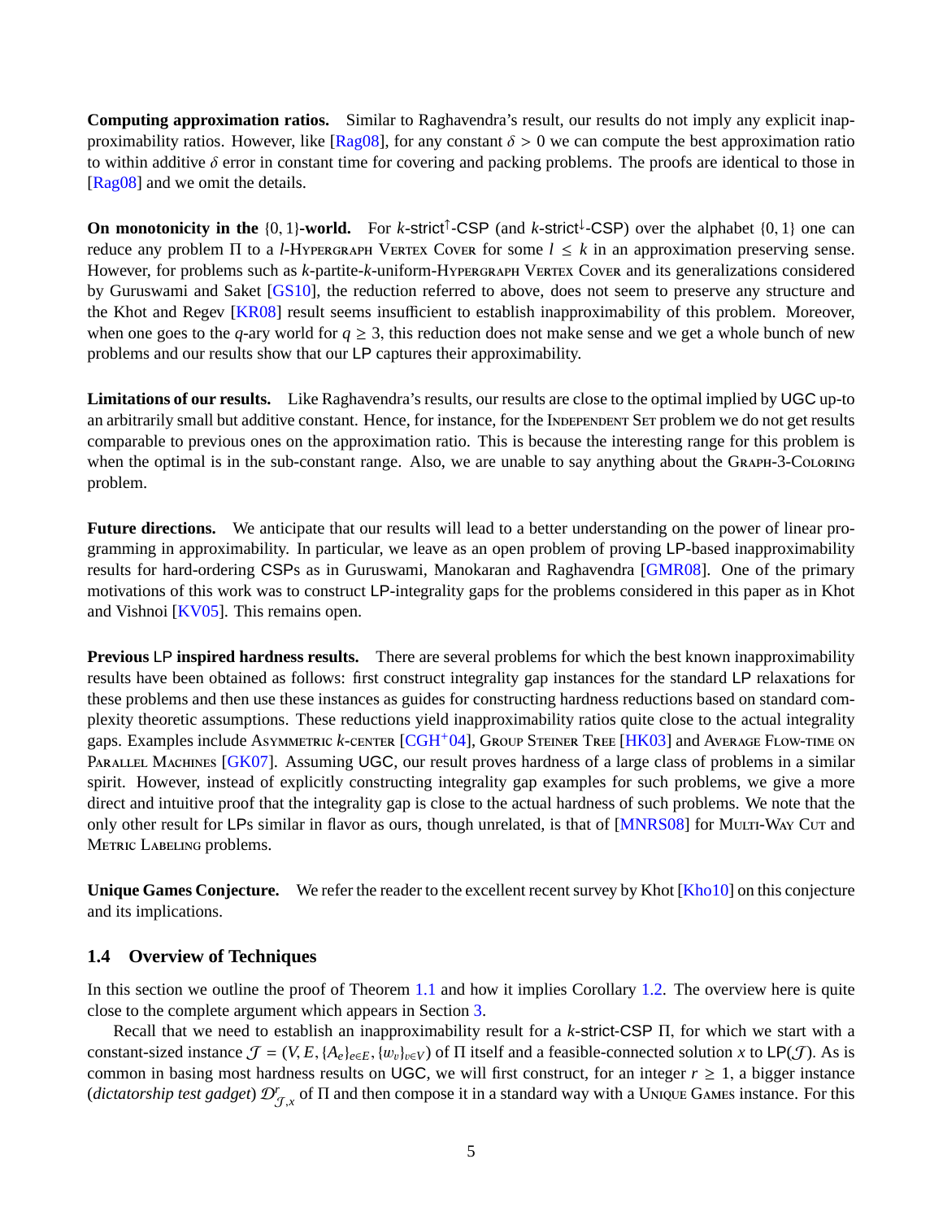**Computing approximation ratios.** Similar to Raghavendra's result, our results do not imply any explicit inapproximability ratios. However, like [Rag08], for any constant $\delta > 0$ we can compute the best approximation ratio to within additive $\delta$ error in constant time for covering and packing problems. The proofs are identical to those in [Rag08] and we omit the details.

**On monotonicity in the $\{0, 1\}$-world.** For $k$-strict$^{\uparrow}$-CSP (and $k$-strict$^{\downarrow}$-CSP) over the alphabet $\{0, 1\}$ one can reduce any problem $\Pi$ to a $l$-Hypergraph Vertex Cover for some $l \leq k$ in an approximation preserving sense. However, for problems such as $k$-partite-$k$-uniform-Hypergraph Vertex Cover and its generalizations considered by Guruswami and Saket [GS10], the reduction referred to above, does not seem to preserve any structure and the Khot and Regev [KR08] result seems insufficient to establish inapproximability of this problem. Moreover, when one goes to the $q$-ary world for $q \geq 3$, this reduction does not make sense and we get a whole bunch of new problems and our results show that our LP captures their approximability.

**Limitations of our results.** Like Raghavendra's results, our results are close to the optimal implied by UGC up-to an arbitrarily small but additive constant. Hence, for instance, for the Independent Set problem we do not get results comparable to previous ones on the approximation ratio. This is because the interesting range for this problem is when the optimal is in the sub-constant range. Also, we are unable to say anything about the Graph-3-Coloring problem.

**Future directions.** We anticipate that our results will lead to a better understanding on the power of linear programming in approximability. In particular, we leave as an open problem of proving LP-based inapproximability results for hard-ordering CSPs as in Guruswami, Manokaran and Raghavendra [GMR08]. One of the primary motivations of this work was to construct LP-integrality gaps for the problems considered in this paper as in Khot and Vishnoi [KV05]. This remains open.

**Previous LP inspired hardness results.** There are several problems for which the best known inapproximability results have been obtained as follows: first construct integrality gap instances for the standard LP relaxations for these problems and then use these instances as guides for constructing hardness reductions based on standard complexity theoretic assumptions. These reductions yield inapproximability ratios quite close to the actual integrality gaps. Examples include Asymmetric $k$-center [CGH+04], Group Steiner Tree [HK03] and Average Flow-time on Parallel Machines [GK07]. Assuming UGC, our result proves hardness of a large class of problems in a similar spirit. However, instead of explicitly constructing integrality gap examples for such problems, we give a more direct and intuitive proof that the integrality gap is close to the actual hardness of such problems. We note that the only other result for LPs similar in flavor as ours, though unrelated, is that of [MNRS08] for Multi-Way Cut and Metric Labeling problems.

**Unique Games Conjecture.** We refer the reader to the excellent recent survey by Khot [Kho10] on this conjecture and its implications.

### 1.4 Overview of Techniques

In this section we outline the proof of Theorem 1.1 and how it implies Corollary 1.2. The overview here is quite close to the complete argument which appears in Section 3.

Recall that we need to establish an inapproximability result for a $k$-strict-CSP $\Pi$, for which we start with a constant-sized instance $\mathcal{J} = (V, E, \{A_e\}_{e \in E}, \{w_v\}_{v \in V})$ of $\Pi$ itself and a feasible-connected solution $x$ to LP($\mathcal{J}$). As is common in basing most hardness results on UGC, we will first construct, for an integer $r \geq 1$, a bigger instance (*dictatorship test gadget*) $\mathcal{D}^r_{\mathcal{J},x}$ of $\Pi$ and then compose it in a standard way with a Unique Games instance. For this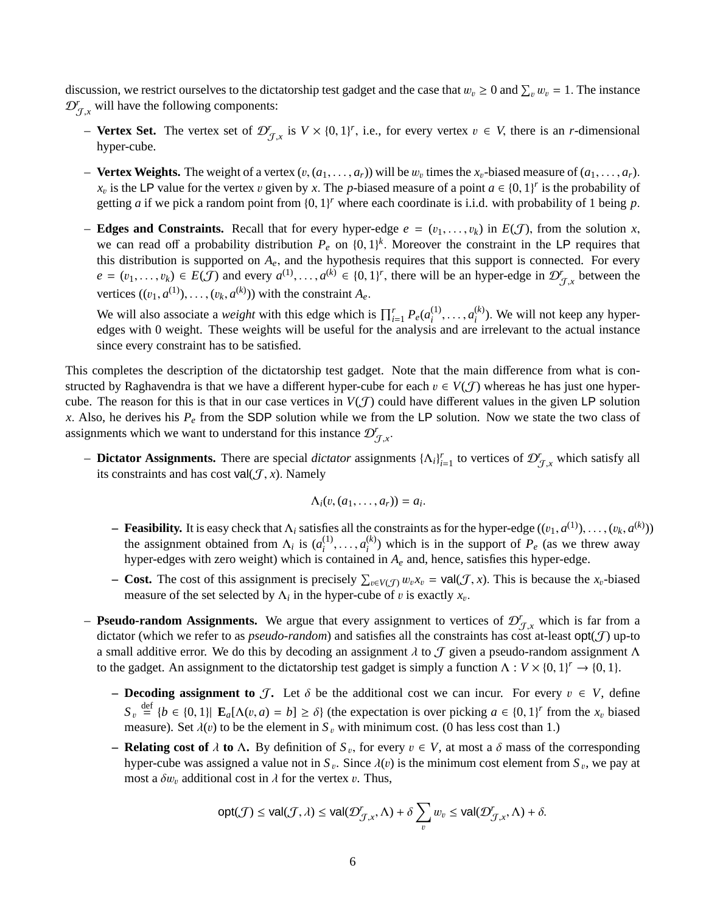discussion, we restrict ourselves to the dictatorship test gadget and the case that $w_v \geq 0$ and $\sum_v w_v = 1$. The instance $\mathcal{D}^r_{\mathcal{J},x}$ will have the following components:

- **Vertex Set.** The vertex set of $\mathcal{D}^r_{\mathcal{J},x}$ is $V \times \{0,1\}^r$, i.e., for every vertex $v \in V$, there is an $r$-dimensional hyper-cube.

- **Vertex Weights.** The weight of a vertex $(v, (a_1, \ldots, a_r))$ will be $w_v$ times the $x_v$-biased measure of $(a_1, \ldots, a_r)$. $x_v$ is the LP value for the vertex $v$ given by $x$. The $p$-biased measure of a point $a \in \{0,1\}^r$ is the probability of getting $a$ if we pick a random point from $\{0,1\}^r$ where each coordinate is i.i.d. with probability of 1 being $p$.

- **Edges and Constraints.** Recall that for every hyper-edge $e = (v_1, \ldots, v_k)$ in $E(\mathcal{J})$, from the solution $x$, we can read off a probability distribution $P_e$ on $\{0,1\}^k$. Moreover the constraint in the LP requires that this distribution is supported on $A_e$, and the hypothesis requires that this support is connected. For every $e = (v_1, \ldots, v_k) \in E(\mathcal{J})$ and every $a^{(1)}, \ldots, a^{(k)} \in \{0,1\}^r$, there will be an hyper-edge in $\mathcal{D}^r_{\mathcal{J},x}$ between the vertices $((v_1, a^{(1)}), \ldots, (v_k, a^{(k)}))$ with the constraint $A_e$.

  We will also associate a *weight* with this edge which is $\prod_{i=1}^r P_e(a_i^{(1)}, \ldots, a_i^{(k)})$. We will not keep any hyper-edges with 0 weight. These weights will be useful for the analysis and are irrelevant to the actual instance since every constraint has to be satisfied.

This completes the description of the dictatorship test gadget. Note that the main difference from what is constructed by Raghavendra is that we have a different hyper-cube for each $v \in V(\mathcal{J})$ whereas he has just one hyper-cube. The reason for this is that in our case vertices in $V(\mathcal{J})$ could have different values in the given LP solution $x$. Also, he derives his $P_e$ from the SDP solution while we from the LP solution. Now we state the two class of assignments which we want to understand for this instance $\mathcal{D}^r_{\mathcal{J},x}$.

- **Dictator Assignments.** There are special *dictator* assignments $\{\Lambda_i\}_{i=1}^r$ to vertices of $\mathcal{D}^r_{\mathcal{J},x}$ which satisfy all its constraints and has cost $\mathsf{val}(\mathcal{J}, x)$. Namely

$$\Lambda_i(v, (a_1, \ldots, a_r)) = a_i.$$

  - **Feasibility.** It is easy check that $\Lambda_i$ satisfies all the constraints as for the hyper-edge $((v_1, a^{(1)}), \ldots, (v_k, a^{(k)}))$ the assignment obtained from $\Lambda_i$ is $(a_i^{(1)}, \ldots, a_i^{(k)})$ which is in the support of $P_e$ (as we threw away hyper-edges with zero weight) which is contained in $A_e$ and, hence, satisfies this hyper-edge.
  - **Cost.** The cost of this assignment is precisely $\sum_{v \in V(\mathcal{J})} w_v x_v = \mathsf{val}(\mathcal{J}, x)$. This is because the $x_v$-biased measure of the set selected by $\Lambda_i$ in the hyper-cube of $v$ is exactly $x_v$.

- **Pseudo-random Assignments.** We argue that every assignment to vertices of $\mathcal{D}^r_{\mathcal{J},x}$ which is far from a dictator (which we refer to as *pseudo-random*) and satisfies all the constraints has cost at-least $\mathsf{opt}(\mathcal{J})$ up-to a small additive error. We do this by decoding an assignment $\lambda$ to $\mathcal{J}$ given a pseudo-random assignment $\Lambda$ to the gadget. An assignment to the dictatorship test gadget is simply a function $\Lambda : V \times \{0,1\}^r \to \{0,1\}$.

  - **Decoding assignment to $\mathcal{J}$.** Let $\delta$ be the additional cost we can incur. For every $v \in V$, define $S_v \stackrel{\text{def}}{=} \{b \in \{0,1\} | \; \mathbf{E}_a[\Lambda(v, a) = b] \geq \delta\}$ (the expectation is over picking $a \in \{0,1\}^r$ from the $x_v$ biased measure). Set $\lambda(v)$ to be the element in $S_v$ with minimum cost. (0 has less cost than 1.)
  - **Relating cost of $\lambda$ to $\Lambda$.** By definition of $S_v$, for every $v \in V$, at most a $\delta$ mass of the corresponding hyper-cube was assigned a value not in $S_v$. Since $\lambda(v)$ is the minimum cost element from $S_v$, we pay at most a $\delta w_v$ additional cost in $\lambda$ for the vertex $v$. Thus,

$$\mathsf{opt}(\mathcal{J}) \leq \mathsf{val}(\mathcal{J}, \lambda) \leq \mathsf{val}(\mathcal{D}^r_{\mathcal{J},x}, \Lambda) + \delta \sum_v w_v \leq \mathsf{val}(\mathcal{D}^r_{\mathcal{J},x}, \Lambda) + \delta.$$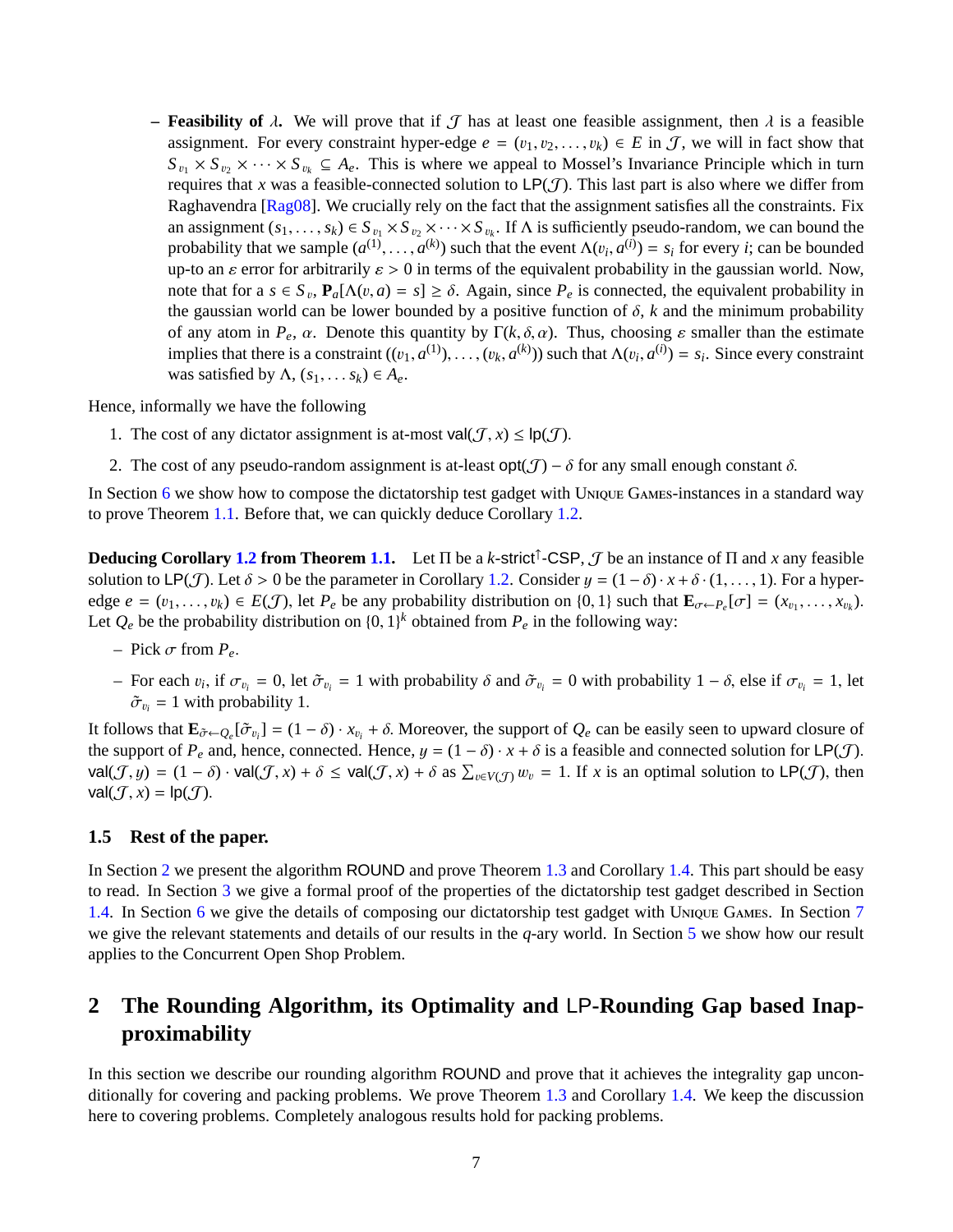- **Feasibility of $\lambda$.** We will prove that if $\mathcal{J}$ has at least one feasible assignment, then $\lambda$ is a feasible assignment. For every constraint hyper-edge $e = (v_1, v_2, \ldots, v_k) \in E$ in $\mathcal{J}$, we will in fact show that $S_{v_1} \times S_{v_2} \times \cdots \times S_{v_k} \subseteq A_e$. This is where we appeal to Mossel's Invariance Principle which in turn requires that $x$ was a feasible-connected solution to $\mathsf{LP}(\mathcal{J})$. This last part is also where we differ from Raghavendra [Rag08]. We crucially rely on the fact that the assignment satisfies all the constraints. Fix an assignment $(s_1, \ldots, s_k) \in S_{v_1} \times S_{v_2} \times \cdots \times S_{v_k}$. If $\Lambda$ is sufficiently pseudo-random, we can bound the probability that we sample $(a^{(1)}, \ldots, a^{(k)})$ such that the event $\Lambda(v_i, a^{(i)}) = s_i$ for every $i$; can be bounded up-to an $\varepsilon$ error for arbitrarily $\varepsilon > 0$ in terms of the equivalent probability in the gaussian world. Now, note that for a $s \in S_v$, $\mathbf{P}_a[\Lambda(v, a) = s] \geq \delta$. Again, since $P_e$ is connected, the equivalent probability in the gaussian world can be lower bounded by a positive function of $\delta$, $k$ and the minimum probability of any atom in $P_e$, $\alpha$. Denote this quantity by $\Gamma(k, \delta, \alpha)$. Thus, choosing $\varepsilon$ smaller than the estimate implies that there is a constraint $((v_1, a^{(1)}), \ldots, (v_k, a^{(k)}))$ such that $\Lambda(v_i, a^{(i)}) = s_i$. Since every constraint was satisfied by $\Lambda$, $(s_1, \ldots s_k) \in A_e$.

Hence, informally we have the following

1. The cost of any dictator assignment is at-most $\mathsf{val}(\mathcal{J}, x) \leq \mathsf{lp}(\mathcal{J})$.
2. The cost of any pseudo-random assignment is at-least $\mathsf{opt}(\mathcal{J}) - \delta$ for any small enough constant $\delta$.

In Section 6 we show how to compose the dictatorship test gadget with Unique Games-instances in a standard way to prove Theorem 1.1. Before that, we can quickly deduce Corollary 1.2.

**Deducing Corollary 1.2 from Theorem 1.1.** Let $\Pi$ be a $k$-strict$^{\uparrow}$-CSP, $\mathcal{J}$ be an instance of $\Pi$ and $x$ any feasible solution to $\mathsf{LP}(\mathcal{J})$. Let $\delta > 0$ be the parameter in Corollary 1.2. Consider $y = (1 - \delta) \cdot x + \delta \cdot (1, \ldots, 1)$. For a hyper-edge $e = (v_1, \ldots, v_k) \in E(\mathcal{J})$, let $P_e$ be any probability distribution on $\{0, 1\}$ such that $\mathbf{E}_{\sigma \leftarrow P_e}[\sigma] = (x_{v_1}, \ldots, x_{v_k})$. Let $Q_e$ be the probability distribution on $\{0, 1\}^k$ obtained from $P_e$ in the following way:

- Pick $\sigma$ from $P_e$.
- For each $v_i$, if $\sigma_{v_i} = 0$, let $\tilde{\sigma}_{v_i} = 1$ with probability $\delta$ and $\tilde{\sigma}_{v_i} = 0$ with probability $1 - \delta$, else if $\sigma_{v_i} = 1$, let $\tilde{\sigma}_{v_i} = 1$ with probability 1.

It follows that $\mathbf{E}_{\tilde{\sigma} \leftarrow Q_e}[\tilde{\sigma}_{v_i}] = (1 - \delta) \cdot x_{v_i} + \delta$. Moreover, the support of $Q_e$ can be easily seen to upward closure of the support of $P_e$ and, hence, connected. Hence, $y = (1 - \delta) \cdot x + \delta$ is a feasible and connected solution for $\mathsf{LP}(\mathcal{J})$. $\mathsf{val}(\mathcal{J}, y) = (1 - \delta) \cdot \mathsf{val}(\mathcal{J}, x) + \delta \leq \mathsf{val}(\mathcal{J}, x) + \delta$ as $\sum_{v \in V(\mathcal{J})} w_v = 1$. If $x$ is an optimal solution to $\mathsf{LP}(\mathcal{J})$, then $\mathsf{val}(\mathcal{J}, x) = \mathsf{lp}(\mathcal{J})$.

### 1.5 Rest of the paper.

In Section 2 we present the algorithm ROUND and prove Theorem 1.3 and Corollary 1.4. This part should be easy to read. In Section 3 we give a formal proof of the properties of the dictatorship test gadget described in Section 1.4. In Section 6 we give the details of composing our dictatorship test gadget with Unique Games. In Section 7 we give the relevant statements and details of our results in the $q$-ary world. In Section 5 we show how our result applies to the Concurrent Open Shop Problem.

## 2 The Rounding Algorithm, its Optimality and LP-Rounding Gap based Inapproximability

In this section we describe our rounding algorithm ROUND and prove that it achieves the integrality gap unconditionally for covering and packing problems. We prove Theorem 1.3 and Corollary 1.4. We keep the discussion here to covering problems. Completely analogous results hold for packing problems.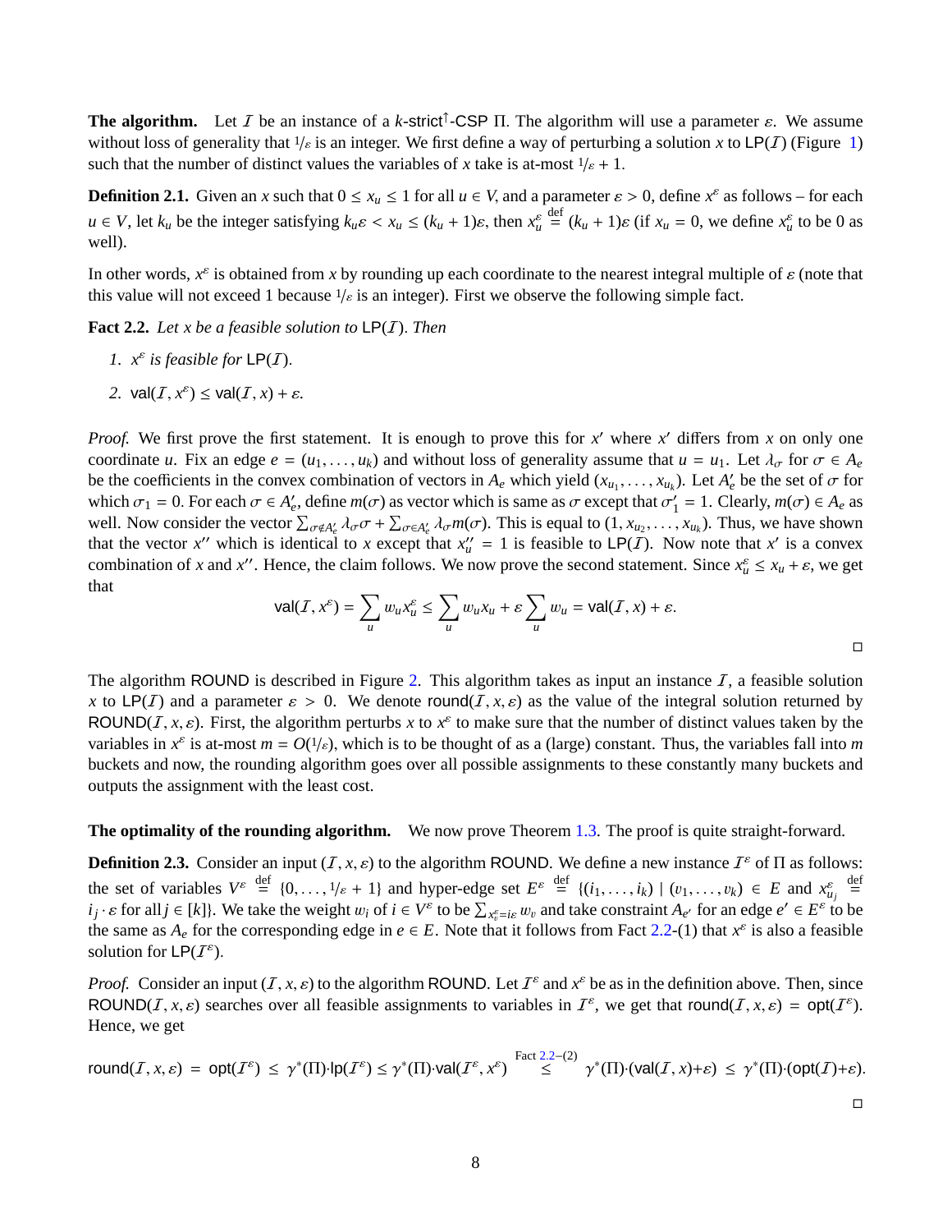**The algorithm.** Let $\mathcal{I}$ be an instance of a $k$-strict$^{\uparrow}$-CSP $\Pi$. The algorithm will use a parameter $\varepsilon$. We assume without loss of generality that $1/\varepsilon$ is an integer. We first define a way of perturbing a solution $x$ to $\mathsf{LP}(\mathcal{I})$ (Figure 1) such that the number of distinct values the variables of $x$ take is at-most $1/\varepsilon + 1$.

**Definition 2.1.** Given an $x$ such that $0 \leq x_u \leq 1$ for all $u \in V$, and a parameter $\varepsilon > 0$, define $x^\varepsilon$ as follows – for each $u \in V$, let $k_u$ be the integer satisfying $k_u\varepsilon < x_u \leq (k_u + 1)\varepsilon$, then $x^\varepsilon_u \stackrel{\text{def}}{=} (k_u + 1)\varepsilon$ (if $x_u = 0$, we define $x^\varepsilon_u$ to be 0 as well).

In other words, $x^\varepsilon$ is obtained from $x$ by rounding up each coordinate to the nearest integral multiple of $\varepsilon$ (note that this value will not exceed 1 because $1/\varepsilon$ is an integer). First we observe the following simple fact.

**Fact 2.2.** *Let $x$ be a feasible solution to $\mathsf{LP}(\mathcal{I})$. Then*

1. *$x^\varepsilon$ is feasible for $\mathsf{LP}(\mathcal{I})$.*
2. $\mathsf{val}(\mathcal{I}, x^\varepsilon) \leq \mathsf{val}(\mathcal{I}, x) + \varepsilon$.

*Proof.* We first prove the first statement. It is enough to prove this for $x'$ where $x'$ differs from $x$ on only one coordinate $u$. Fix an edge $e = (u_1, \ldots, u_k)$ and without loss of generality assume that $u = u_1$. Let $\lambda_\sigma$ for $\sigma \in A_e$ be the coefficients in the convex combination of vectors in $A_e$ which yield $(x_{u_1}, \ldots, x_{u_k})$. Let $A'_e$ be the set of $\sigma$ for which $\sigma_1 = 0$. For each $\sigma \in A'_e$, define $m(\sigma)$ as vector which is same as $\sigma$ except that $\sigma'_1 = 1$. Clearly, $m(\sigma) \in A_e$ as well. Now consider the vector $\sum_{\sigma \notin A'_e} \lambda_\sigma \sigma + \sum_{\sigma \in A'_e} \lambda_\sigma m(\sigma)$. This is equal to $(1, x_{u_2}, \ldots, x_{u_k})$. Thus, we have shown that the vector $x''$ which is identical to $x$ except that $x''_u = 1$ is feasible to $\mathsf{LP}(\mathcal{I})$. Now note that $x'$ is a convex combination of $x$ and $x''$. Hence, the claim follows. We now prove the second statement. Since $x^\varepsilon_u \leq x_u + \varepsilon$, we get that

$$\mathsf{val}(\mathcal{I}, x^\varepsilon) = \sum_u w_u x^\varepsilon_u \leq \sum_u w_u x_u + \varepsilon \sum_u w_u = \mathsf{val}(\mathcal{I}, x) + \varepsilon.$$

□

The algorithm $\mathsf{ROUND}$ is described in Figure 2. This algorithm takes as input an instance $\mathcal{I}$, a feasible solution $x$ to $\mathsf{LP}(\mathcal{I})$ and a parameter $\varepsilon > 0$. We denote $\mathsf{round}(\mathcal{I}, x, \varepsilon)$ as the value of the integral solution returned by $\mathsf{ROUND}(\mathcal{I}, x, \varepsilon)$. First, the algorithm perturbs $x$ to $x^\varepsilon$ to make sure that the number of distinct values taken by the variables in $x^\varepsilon$ is at-most $m = O(1/\varepsilon)$, which is to be thought of as a (large) constant. Thus, the variables fall into $m$ buckets and now, the rounding algorithm goes over all possible assignments to these constantly many buckets and outputs the assignment with the least cost.

**The optimality of the rounding algorithm.** We now prove Theorem 1.3. The proof is quite straight-forward.

**Definition 2.3.** Consider an input $(\mathcal{I}, x, \varepsilon)$ to the algorithm $\mathsf{ROUND}$. We define a new instance $\mathcal{I}^\varepsilon$ of $\Pi$ as follows: the set of variables $V^\varepsilon \stackrel{\text{def}}{=} \{0, \ldots, 1/\varepsilon + 1\}$ and hyper-edge set $E^\varepsilon \stackrel{\text{def}}{=} \{(i_1, \ldots, i_k) \mid (v_1, \ldots, v_k) \in E \text{ and } x^\varepsilon_{u_j} \stackrel{\text{def}}{=} i_j \cdot \varepsilon \text{ for all } j \in [k]\}$. We take the weight $w_i$ of $i \in V^\varepsilon$ to be $\sum_{x^\varepsilon_v = i\varepsilon} w_v$ and take constraint $A_{e'}$ for an edge $e' \in E^\varepsilon$ to be the same as $A_e$ for the corresponding edge in $e \in E$. Note that it follows from Fact 2.2-(1) that $x^\varepsilon$ is also a feasible solution for $\mathsf{LP}(\mathcal{I}^\varepsilon)$.

*Proof.* Consider an input $(\mathcal{I}, x, \varepsilon)$ to the algorithm $\mathsf{ROUND}$. Let $\mathcal{I}^\varepsilon$ and $x^\varepsilon$ be as in the definition above. Then, since $\mathsf{ROUND}(\mathcal{I}, x, \varepsilon)$ searches over all feasible assignments to variables in $\mathcal{I}^\varepsilon$, we get that $\mathsf{round}(\mathcal{I}, x, \varepsilon) = \mathsf{opt}(\mathcal{I}^\varepsilon)$. Hence, we get

$$\mathsf{round}(\mathcal{I}, x, \varepsilon) = \mathsf{opt}(\mathcal{I}^\varepsilon) \leq \gamma^*(\Pi) \cdot \mathsf{lp}(\mathcal{I}^\varepsilon) \leq \gamma^*(\Pi) \cdot \mathsf{val}(\mathcal{I}^\varepsilon, x^\varepsilon) \stackrel{\text{Fact 2.2-(2)}}{\leq} \gamma^*(\Pi) \cdot (\mathsf{val}(\mathcal{I}, x) + \varepsilon) \leq \gamma^*(\Pi) \cdot (\mathsf{opt}(\mathcal{I}) + \varepsilon).$$

□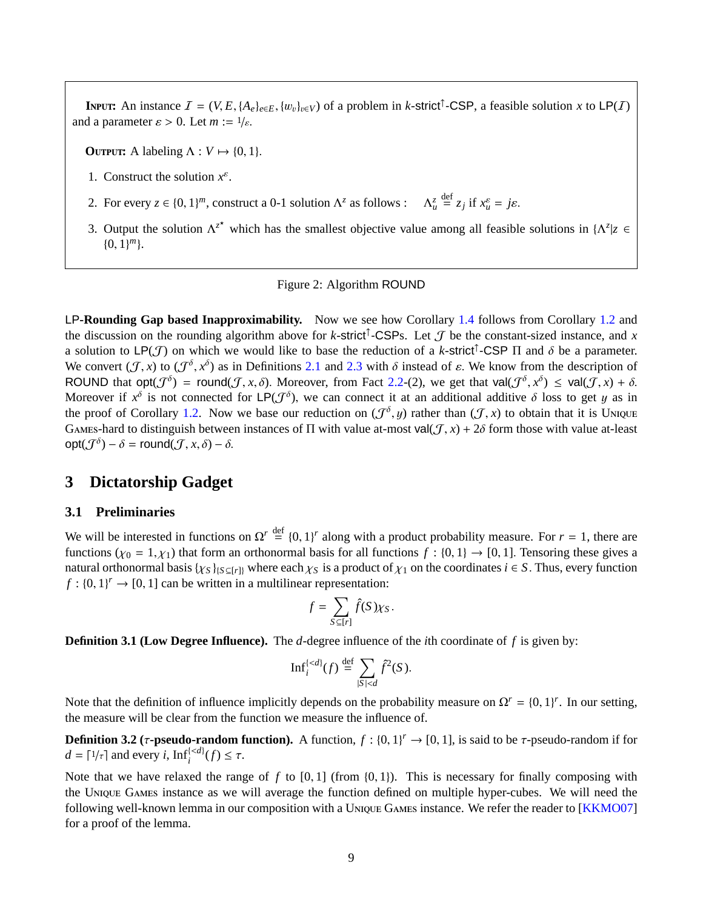**INPUT:** An instance $\mathcal{I} = (V, E, \{A_e\}_{e\in E}, \{w_v\}_{v\in V})$ of a problem in $k$-strict$^{\uparrow}$-CSP, a feasible solution $x$ to $\mathsf{LP}(\mathcal{I})$ and a parameter $\varepsilon > 0$. Let $m := 1/\varepsilon$.

**OUTPUT:** A labeling $\Lambda : V \mapsto \{0, 1\}$.

1. Construct the solution $x^\varepsilon$.
2. For every $z \in \{0, 1\}^m$, construct a 0-1 solution $\Lambda^z$ as follows : $\quad \Lambda^z_u \stackrel{\text{def}}{=} z_j$ if $x^\varepsilon_u = j\varepsilon$.
3. Output the solution $\Lambda^{z^\star}$ which has the smallest objective value among all feasible solutions in $\{\Lambda^z | z \in \{0, 1\}^m\}$.

Figure 2: Algorithm ROUND

**LP-Rounding Gap based Inapproximability.** Now we see how Corollary 1.4 follows from Corollary 1.2 and the discussion on the rounding algorithm above for $k$-strict$^{\uparrow}$-CSPs. Let $\mathcal{J}$ be the constant-sized instance, and $x$ a solution to $\mathsf{LP}(\mathcal{J})$ on which we would like to base the reduction of a $k$-strict$^{\uparrow}$-CSP $\Pi$ and $\delta$ be a parameter. We convert $(\mathcal{J}, x)$ to $(\mathcal{J}^\delta, x^\delta)$ as in Definitions 2.1 and 2.3 with $\delta$ instead of $\varepsilon$. We know from the description of ROUND that $\mathsf{opt}(\mathcal{J}^\delta) = \mathsf{round}(\mathcal{J}, x, \delta)$. Moreover, from Fact 2.2-(2), we get that $\mathsf{val}(\mathcal{J}^\delta, x^\delta) \le \mathsf{val}(\mathcal{J}, x) + \delta$. Moreover if $x^\delta$ is not connected for $\mathsf{LP}(\mathcal{J}^\delta)$, we can connect it at an additional additive $\delta$ loss to get $y$ as in the proof of Corollary 1.2. Now we base our reduction on $(\mathcal{J}^\delta, y)$ rather than $(\mathcal{J}, x)$ to obtain that it is UNIQUE GAMES-hard to distinguish between instances of $\Pi$ with value at-most $\mathsf{val}(\mathcal{J}, x) + 2\delta$ form those with value at-least $\mathsf{opt}(\mathcal{J}^\delta) - \delta = \mathsf{round}(\mathcal{J}, x, \delta) - \delta$.

# 3 Dictatorship Gadget

## 3.1 Preliminaries

We will be interested in functions on $\Omega^r \stackrel{\text{def}}{=} \{0, 1\}^r$ along with a product probability measure. For $r = 1$, there are functions $(\chi_0 = 1, \chi_1)$ that form an orthonormal basis for all functions $f : \{0, 1\} \to [0, 1]$. Tensoring these gives a natural orthonormal basis $\{\chi_S\}_{\{S \subseteq [r]\}}$ where each $\chi_S$ is a product of $\chi_1$ on the coordinates $i \in S$. Thus, every function $f : \{0, 1\}^r \to [0, 1]$ can be written in a multilinear representation:

$$f = \sum_{S \subseteq [r]} \hat{f}(S) \chi_S.$$

**Definition 3.1 (Low Degree Influence).** The $d$-degree influence of the $i$th coordinate of $f$ is given by:

$$\mathrm{Inf}_i^{\{<d\}}(f) \stackrel{\text{def}}{=} \sum_{|S|<d} \hat{f}^2(S).$$

Note that the definition of influence implicitly depends on the probability measure on $\Omega^r = \{0, 1\}^r$. In our setting, the measure will be clear from the function we measure the influence of.

**Definition 3.2 ($\tau$-pseudo-random function).** A function, $f : \{0, 1\}^r \to [0, 1]$, is said to be $\tau$-pseudo-random if for $d = \lceil 1/\tau \rceil$ and every $i$, $\mathrm{Inf}_i^{\{<d\}}(f) \le \tau$.

Note that we have relaxed the range of $f$ to $[0, 1]$ (from $\{0, 1\}$). This is necessary for finally composing with the UNIQUE GAMES instance as we will average the function defined on multiple hyper-cubes. We will need the following well-known lemma in our composition with a UNIQUE GAMES instance. We refer the reader to [KKMO07] for a proof of the lemma.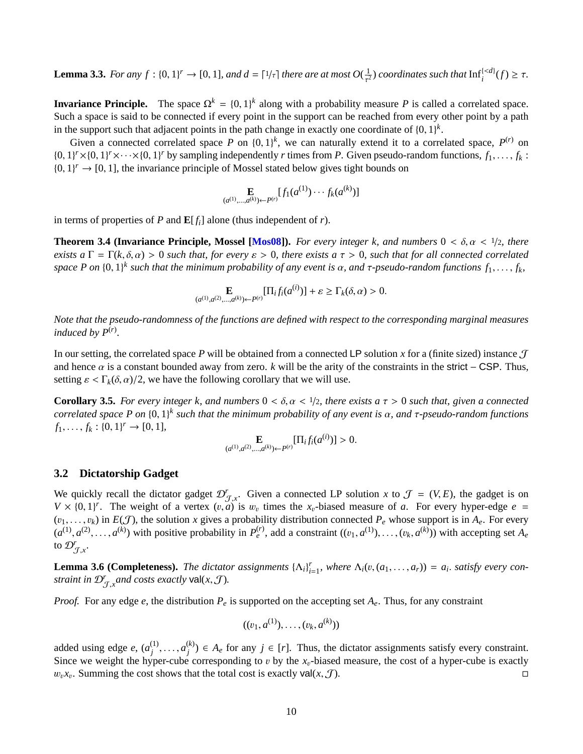**Lemma 3.3.** *For any $f : \{0,1\}^r \to [0,1]$, and $d = \lceil 1/\tau \rceil$ there are at most $O(\frac{1}{\tau^2})$ coordinates such that $\mathrm{Inf}_i^{\{<d\}}(f) \geq \tau$.*

**Invariance Principle.** The space $\Omega^k = \{0,1\}^k$ along with a probability measure $P$ is called a correlated space. Such a space is said to be connected if every point in the support can be reached from every other point by a path in the support such that adjacent points in the path change in exactly one coordinate of $\{0,1\}^k$.

Given a connected correlated space $P$ on $\{0,1\}^k$, we can naturally extend it to a correlated space, $P^{(r)}$ on $\{0,1\}^r \times \{0,1\}^r \times \cdots \times \{0,1\}^r$ by sampling independently $r$ times from $P$. Given pseudo-random functions, $f_1, \ldots, f_k : \{0,1\}^r \to [0,1]$, the invariance principle of Mossel stated below gives tight bounds on

$$\mathop{\mathbf{E}}_{(a^{(1)},\ldots,a^{(k)}) \leftarrow P^{(r)}} [f_1(a^{(1)}) \cdots f_k(a^{(k)})]$$

in terms of properties of $P$ and $\mathbf{E}[f_i]$ alone (thus independent of $r$).

**Theorem 3.4 (Invariance Principle, Mossel [Mos08]).** *For every integer $k$, and numbers $0 < \delta, \alpha < 1/2$, there exists a $\Gamma = \Gamma(k, \delta, \alpha) > 0$ such that, for every $\varepsilon > 0$, there exists a $\tau > 0$, such that for all connected correlated space $P$ on $\{0,1\}^k$ such that the minimum probability of any event is $\alpha$, and $\tau$-pseudo-random functions $f_1, \ldots, f_k$,*

$$\mathop{\mathbf{E}}_{(a^{(1)},a^{(2)},\ldots,a^{(k)}) \leftarrow P^{(r)}} [\Pi_i f_i(a^{(i)})] + \varepsilon \geq \Gamma_k(\delta, \alpha) > 0.$$

*Note that the pseudo-randomness of the functions are defined with respect to the corresponding marginal measures induced by $P^{(r)}$.*

In our setting, the correlated space $P$ will be obtained from a connected LP solution $x$ for a (finite sized) instance $\mathcal{J}$ and hence $\alpha$ is a constant bounded away from zero. $k$ will be the arity of the constraints in the strict – CSP. Thus, setting $\varepsilon < \Gamma_k(\delta, \alpha)/2$, we have the following corollary that we will use.

**Corollary 3.5.** *For every integer $k$, and numbers $0 < \delta, \alpha < 1/2$, there exists a $\tau > 0$ such that, given a connected correlated space $P$ on $\{0,1\}^k$ such that the minimum probability of any event is $\alpha$, and $\tau$-pseudo-random functions $f_1, \ldots, f_k : \{0,1\}^r \to [0,1]$,*

$$\mathop{\mathbf{E}}_{(a^{(1)},a^{(2)},\ldots,a^{(k)}) \leftarrow P^{(r)}} [\Pi_i f_i(a^{(i)})] > 0.$$

## 3.2 Dictatorship Gadget

We quickly recall the dictator gadget $\mathcal{D}^r_{\mathcal{J},x}$. Given a connected LP solution $x$ to $\mathcal{J} = (V, E)$, the gadget is on $V \times \{0,1\}^r$. The weight of a vertex $(v, a)$ is $w_v$ times the $x_v$-biased measure of $a$. For every hyper-edge $e = (v_1, \ldots, v_k)$ in $E(\mathcal{J})$, the solution $x$ gives a probability distribution connected $P_e$ whose support is in $A_e$. For every $(a^{(1)}, a^{(2)}, \ldots, a^{(k)})$ with positive probability in $P_e^{(r)}$, add a constraint $((v_1, a^{(1)}), \ldots, (v_k, a^{(k)}))$ with accepting set $A_e$ to $\mathcal{D}^r_{\mathcal{J},x}$.

**Lemma 3.6 (Completeness).** *The dictator assignments $\{\Lambda_i\}_{i=1}^r$, where $\Lambda_i(v, (a_1, \ldots, a_r)) = a_i$. satisfy every constraint in $\mathcal{D}^r_{\mathcal{J},x}$ and costs exactly $\mathsf{val}(x, \mathcal{J})$.*

*Proof.* For any edge $e$, the distribution $P_e$ is supported on the accepting set $A_e$. Thus, for any constraint

$$((v_1, a^{(1)}), \ldots, (v_k, a^{(k)}))$$

added using edge $e$, $(a_j^{(1)}, \ldots, a_j^{(k)}) \in A_e$ for any $j \in [r]$. Thus, the dictator assignments satisfy every constraint. Since we weight the hyper-cube corresponding to $v$ by the $x_v$-biased measure, the cost of a hyper-cube is exactly $w_v x_v$. Summing the cost shows that the total cost is exactly $\mathsf{val}(x, \mathcal{J})$. □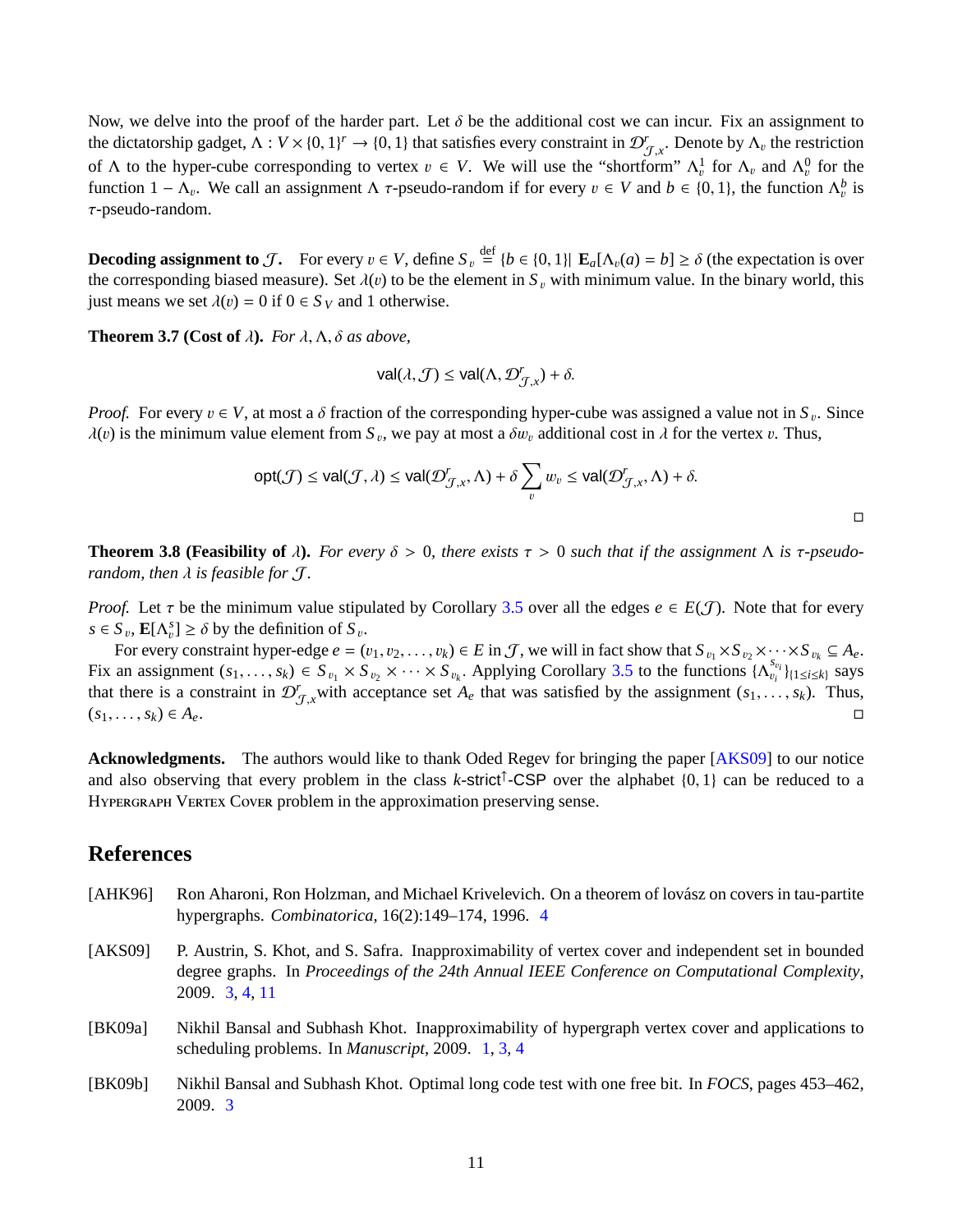Now, we delve into the proof of the harder part. Let $\delta$ be the additional cost we can incur. Fix an assignment to the dictatorship gadget, $\Lambda : V \times \{0,1\}^r \to \{0,1\}$ that satisfies every constraint in $\mathcal{D}^r_{\mathcal{J},x}$. Denote by $\Lambda_v$ the restriction of $\Lambda$ to the hyper-cube corresponding to vertex $v \in V$. We will use the "shortform" $\Lambda^1_v$ for $\Lambda_v$ and $\Lambda^0_v$ for the function $1 - \Lambda_v$. We call an assignment $\Lambda$ $\tau$-pseudo-random if for every $v \in V$ and $b \in \{0,1\}$, the function $\Lambda^b_v$ is $\tau$-pseudo-random.

**Decoding assignment to $\mathcal{J}$.** For every $v \in V$, define $S_v \stackrel{\text{def}}{=} \{b \in \{0,1\} | \mathbf{E}_a[\Lambda_v(a) = b] \geq \delta$ (the expectation is over the corresponding biased measure). Set $\lambda(v)$ to be the element in $S_v$ with minimum value. In the binary world, this just means we set $\lambda(v) = 0$ if $0 \in S_V$ and 1 otherwise.

**Theorem 3.7 (Cost of $\lambda$).** *For $\lambda, \Lambda, \delta$ as above,*

$$\mathsf{val}(\lambda, \mathcal{J}) \leq \mathsf{val}(\Lambda, \mathcal{D}^r_{\mathcal{J},x}) + \delta.$$

*Proof.* For every $v \in V$, at most a $\delta$ fraction of the corresponding hyper-cube was assigned a value not in $S_v$. Since $\lambda(v)$ is the minimum value element from $S_v$, we pay at most a $\delta w_v$ additional cost in $\lambda$ for the vertex $v$. Thus,

$$\mathsf{opt}(\mathcal{J}) \leq \mathsf{val}(\mathcal{J}, \lambda) \leq \mathsf{val}(\mathcal{D}^r_{\mathcal{J},x}, \Lambda) + \delta \sum_v w_v \leq \mathsf{val}(\mathcal{D}^r_{\mathcal{J},x}, \Lambda) + \delta.$$

□

**Theorem 3.8 (Feasibility of $\lambda$).** *For every $\delta > 0$, there exists $\tau > 0$ such that if the assignment $\Lambda$ is $\tau$-pseudo-random, then $\lambda$ is feasible for $\mathcal{J}$.*

*Proof.* Let $\tau$ be the minimum value stipulated by Corollary 3.5 over all the edges $e \in E(\mathcal{J})$. Note that for every $s \in S_v$, $\mathbf{E}[\Lambda^s_v] \geq \delta$ by the definition of $S_v$.

For every constraint hyper-edge $e = (v_1, v_2, \ldots, v_k) \in E$ in $\mathcal{J}$, we will in fact show that $S_{v_1} \times S_{v_2} \times \cdots \times S_{v_k} \subseteq A_e$. Fix an assignment $(s_1, \ldots, s_k) \in S_{v_1} \times S_{v_2} \times \cdots \times S_{v_k}$. Applying Corollary 3.5 to the functions $\{\Lambda^{s_{v_i}}_{v_i}\}_{\{1 \leq i \leq k\}}$ says that there is a constraint in $\mathcal{D}^r_{\mathcal{J},x}$ with acceptance set $A_e$ that was satisfied by the assignment $(s_1, \ldots, s_k)$. Thus, $(s_1, \ldots, s_k) \in A_e$. □

**Acknowledgments.** The authors would like to thank Oded Regev for bringing the paper [AKS09] to our notice and also observing that every problem in the class $k$-strict$^\uparrow$-CSP over the alphabet $\{0,1\}$ can be reduced to a Hypergraph Vertex Cover problem in the approximation preserving sense.

## References

[AHK96] Ron Aharoni, Ron Holzman, and Michael Krivelevich. On a theorem of lovász on covers in tau-partite hypergraphs. *Combinatorica*, 16(2):149–174, 1996. 4

[AKS09] P. Austrin, S. Khot, and S. Safra. Inapproximability of vertex cover and independent set in bounded degree graphs. In *Proceedings of the 24th Annual IEEE Conference on Computational Complexity*, 2009. 3, 4, 11

[BK09a] Nikhil Bansal and Subhash Khot. Inapproximability of hypergraph vertex cover and applications to scheduling problems. In *Manuscript*, 2009. 1, 3, 4

[BK09b] Nikhil Bansal and Subhash Khot. Optimal long code test with one free bit. In *FOCS*, pages 453–462, 2009. 3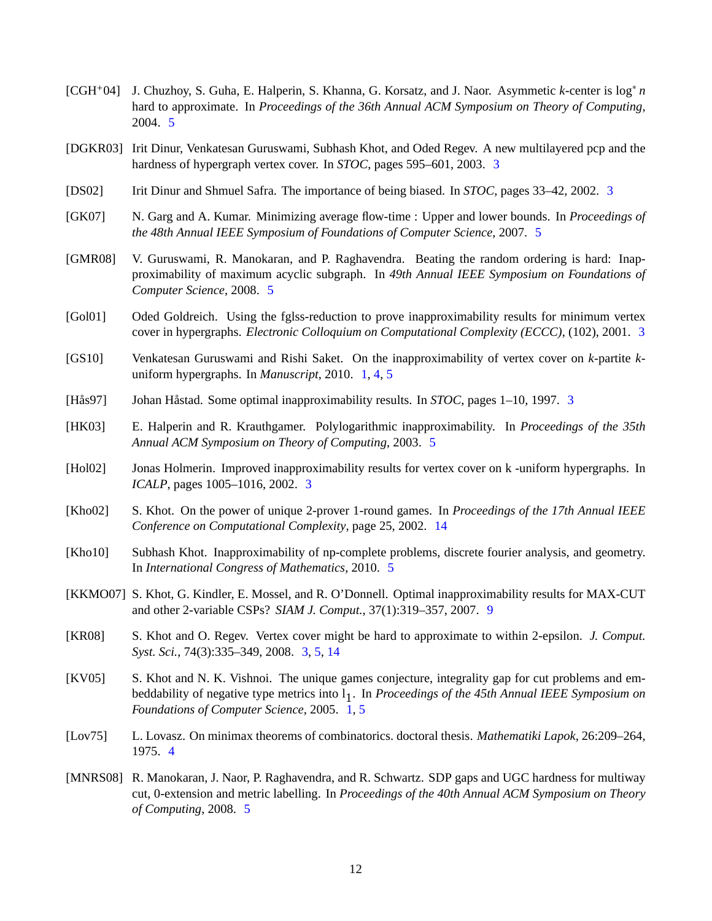[CGH+04] J. Chuzhoy, S. Guha, E. Halperin, S. Khanna, G. Korsatz, and J. Naor. Asymmetric $k$-center is $\log^* n$ hard to approximate. In *Proceedings of the 36th Annual ACM Symposium on Theory of Computing*, 2004. 5

[DGKR03] Irit Dinur, Venkatesan Guruswami, Subhash Khot, and Oded Regev. A new multilayered pcp and the hardness of hypergraph vertex cover. In *STOC*, pages 595–601, 2003. 3

[DS02] Irit Dinur and Shmuel Safra. The importance of being biased. In *STOC*, pages 33–42, 2002. 3

[GK07] N. Garg and A. Kumar. Minimizing average flow-time : Upper and lower bounds. In *Proceedings of the 48th Annual IEEE Symposium of Foundations of Computer Science*, 2007. 5

[GMR08] V. Guruswami, R. Manokaran, and P. Raghavendra. Beating the random ordering is hard: Inapproximability of maximum acyclic subgraph. In *49th Annual IEEE Symposium on Foundations of Computer Science*, 2008. 5

[Gol01] Oded Goldreich. Using the fglss-reduction to prove inapproximability results for minimum vertex cover in hypergraphs. *Electronic Colloquium on Computational Complexity (ECCC)*, (102), 2001. 3

[GS10] Venkatesan Guruswami and Rishi Saket. On the inapproximability of vertex cover on $k$-partite $k$-uniform hypergraphs. In *Manuscript*, 2010. 1, 4, 5

[Hås97] Johan Håstad. Some optimal inapproximability results. In *STOC*, pages 1–10, 1997. 3

[HK03] E. Halperin and R. Krauthgamer. Polylogarithmic inapproximability. In *Proceedings of the 35th Annual ACM Symposium on Theory of Computing*, 2003. 5

[Hol02] Jonas Holmerin. Improved inapproximability results for vertex cover on k -uniform hypergraphs. In *ICALP*, pages 1005–1016, 2002. 3

[Kho02] S. Khot. On the power of unique 2-prover 1-round games. In *Proceedings of the 17th Annual IEEE Conference on Computational Complexity*, page 25, 2002. 14

[Kho10] Subhash Khot. Inapproximability of np-complete problems, discrete fourier analysis, and geometry. In *International Congress of Mathematics*, 2010. 5

[KKMO07] S. Khot, G. Kindler, E. Mossel, and R. O'Donnell. Optimal inapproximability results for MAX-CUT and other 2-variable CSPs? *SIAM J. Comput.*, 37(1):319–357, 2007. 9

[KR08] S. Khot and O. Regev. Vertex cover might be hard to approximate to within 2-epsilon. *J. Comput. Syst. Sci.*, 74(3):335–349, 2008. 3, 5, 14

[KV05] S. Khot and N. K. Vishnoi. The unique games conjecture, integrality gap for cut problems and embeddability of negative type metrics into $l_1$. In *Proceedings of the 45th Annual IEEE Symposium on Foundations of Computer Science*, 2005. 1, 5

[Lov75] L. Lovasz. On minimax theorems of combinatorics. doctoral thesis. *Mathematiki Lapok*, 26:209–264, 1975. 4

[MNRS08] R. Manokaran, J. Naor, P. Raghavendra, and R. Schwartz. SDP gaps and UGC hardness for multiway cut, 0-extension and metric labelling. In *Proceedings of the 40th Annual ACM Symposium on Theory of Computing*, 2008. 5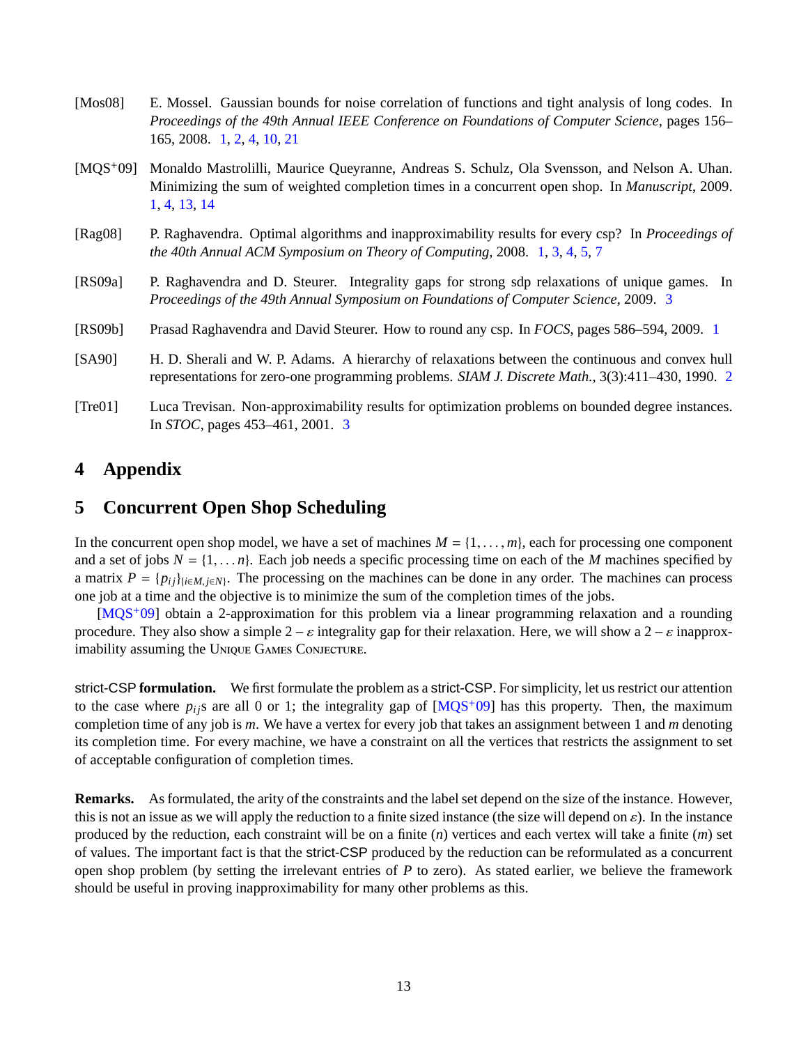[Mos08] E. Mossel. Gaussian bounds for noise correlation of functions and tight analysis of long codes. In *Proceedings of the 49th Annual IEEE Conference on Foundations of Computer Science*, pages 156–165, 2008. 1, 2, 4, 10, 21

[MQS+09] Monaldo Mastrolilli, Maurice Queyranne, Andreas S. Schulz, Ola Svensson, and Nelson A. Uhan. Minimizing the sum of weighted completion times in a concurrent open shop. In *Manuscript*, 2009. 1, 4, 13, 14

[Rag08] P. Raghavendra. Optimal algorithms and inapproximability results for every csp? In *Proceedings of the 40th Annual ACM Symposium on Theory of Computing*, 2008. 1, 3, 4, 5, 7

[RS09a] P. Raghavendra and D. Steurer. Integrality gaps for strong sdp relaxations of unique games. In *Proceedings of the 49th Annual Symposium on Foundations of Computer Science*, 2009. 3

[RS09b] Prasad Raghavendra and David Steurer. How to round any csp. In *FOCS*, pages 586–594, 2009. 1

[SA90] H. D. Sherali and W. P. Adams. A hierarchy of relaxations between the continuous and convex hull representations for zero-one programming problems. *SIAM J. Discrete Math.*, 3(3):411–430, 1990. 2

[Tre01] Luca Trevisan. Non-approximability results for optimization problems on bounded degree instances. In *STOC*, pages 453–461, 2001. 3

# 4 Appendix

# 5 Concurrent Open Shop Scheduling

In the concurrent open shop model, we have a set of machines $M = \{1, \dots, m\}$, each for processing one component and a set of jobs $N = \{1, \dots n\}$. Each job needs a specific processing time on each of the $M$ machines specified by a matrix $P = \{p_{ij}\}_{\{i \in M, j \in N\}}$. The processing on the machines can be done in any order. The machines can process one job at a time and the objective is to minimize the sum of the completion times of the jobs.

[MQS+09] obtain a 2-approximation for this problem via a linear programming relaxation and a rounding procedure. They also show a simple $2 - \varepsilon$ integrality gap for their relaxation. Here, we will show a $2 - \varepsilon$ inapproximability assuming the UNIQUE GAMES CONJECTURE.

**strict-CSP formulation.** We first formulate the problem as a strict-CSP. For simplicity, let us restrict our attention to the case where $p_{ij}$s are all 0 or 1; the integrality gap of [MQS+09] has this property. Then, the maximum completion time of any job is $m$. We have a vertex for every job that takes an assignment between 1 and $m$ denoting its completion time. For every machine, we have a constraint on all the vertices that restricts the assignment to set of acceptable configuration of completion times.

**Remarks.** As formulated, the arity of the constraints and the label set depend on the size of the instance. However, this is not an issue as we will apply the reduction to a finite sized instance (the size will depend on $\varepsilon$). In the instance produced by the reduction, each constraint will be on a finite ($n$) vertices and each vertex will take a finite ($m$) set of values. The important fact is that the strict-CSP produced by the reduction can be reformulated as a concurrent open shop problem (by setting the irrelevant entries of $P$ to zero). As stated earlier, we believe the framework should be useful in proving inapproximability for many other problems as this.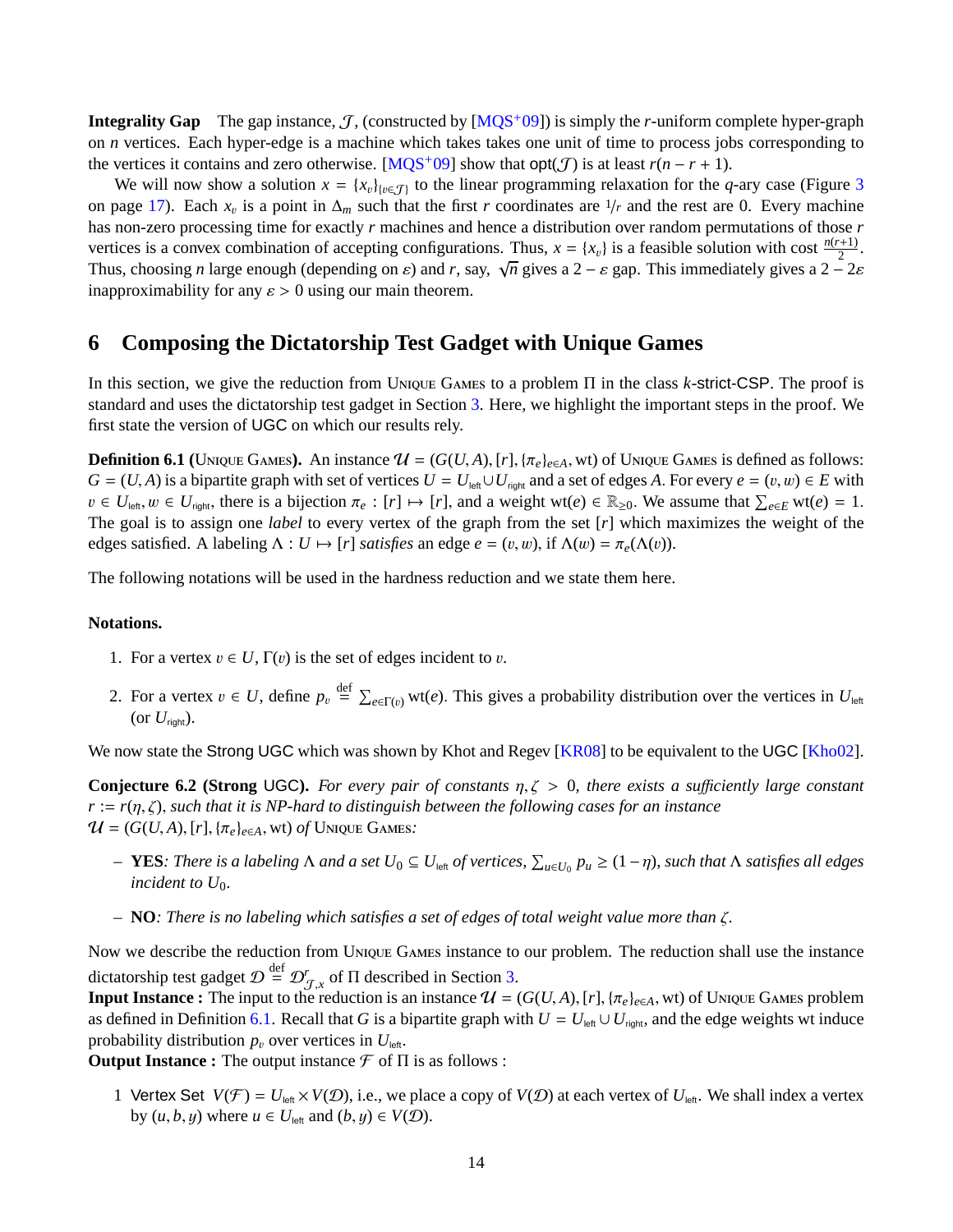**Integrality Gap** The gap instance, $\mathcal{J}$, (constructed by [MQS+09]) is simply the $r$-uniform complete hyper-graph on $n$ vertices. Each hyper-edge is a machine which takes takes one unit of time to process jobs corresponding to the vertices it contains and zero otherwise. [MQS+09] show that $\mathsf{opt}(\mathcal{J})$ is at least $r(n-r+1)$.

We will now show a solution $x = \{x_v\}_{\{v \in \mathcal{J}\}}$ to the linear programming relaxation for the $q$-ary case (Figure 3 on page 17). Each $x_v$ is a point in $\Delta_m$ such that the first $r$ coordinates are $1/r$ and the rest are 0. Every machine has non-zero processing time for exactly $r$ machines and hence a distribution over random permutations of those $r$ vertices is a convex combination of accepting configurations. Thus, $x = \{x_v\}$ is a feasible solution with cost $\frac{n(r+1)}{2}$. Thus, choosing $n$ large enough (depending on $\varepsilon$) and $r$, say, $\sqrt{n}$ gives a $2-\varepsilon$ gap. This immediately gives a $2-2\varepsilon$ inapproximability for any $\varepsilon > 0$ using our main theorem.

## 6 Composing the Dictatorship Test Gadget with Unique Games

In this section, we give the reduction from Unique Games to a problem $\Pi$ in the class $k$-strict-CSP. The proof is standard and uses the dictatorship test gadget in Section 3. Here, we highlight the important steps in the proof. We first state the version of UGC on which our results rely.

**Definition 6.1 (Unique Games).** An instance $\mathcal{U} = (G(U,A), [r], \{\pi_e\}_{e \in A}, \mathrm{wt})$ of Unique Games is defined as follows: $G = (U,A)$ is a bipartite graph with set of vertices $U = U_{\text{left}} \cup U_{\text{right}}$ and a set of edges $A$. For every $e = (v,w) \in E$ with $v \in U_{\text{left}}, w \in U_{\text{right}}$, there is a bijection $\pi_e : [r] \mapsto [r]$, and a weight $\mathrm{wt}(e) \in \mathbb{R}_{\geq 0}$. We assume that $\sum_{e \in E} \mathrm{wt}(e) = 1$. The goal is to assign one *label* to every vertex of the graph from the set $[r]$ which maximizes the weight of the edges satisfied. A labeling $\Lambda : U \mapsto [r]$ *satisfies* an edge $e = (v,w)$, if $\Lambda(w) = \pi_e(\Lambda(v))$.

The following notations will be used in the hardness reduction and we state them here.

**Notations.**

1. For a vertex $v \in U$, $\Gamma(v)$ is the set of edges incident to $v$.
2. For a vertex $v \in U$, define $p_v \stackrel{\text{def}}{=} \sum_{e \in \Gamma(v)} \mathrm{wt}(e)$. This gives a probability distribution over the vertices in $U_{\text{left}}$ (or $U_{\text{right}}$).

We now state the Strong UGC which was shown by Khot and Regev [KR08] to be equivalent to the UGC [Kho02].

**Conjecture 6.2 (Strong UGC).** *For every pair of constants $\eta, \zeta > 0$, there exists a sufficiently large constant $r := r(\eta, \zeta)$, such that it is NP-hard to distinguish between the following cases for an instance $\mathcal{U} = (G(U,A), [r], \{\pi_e\}_{e \in A}, \mathrm{wt})$ of* Unique Games*:*

- **YES***: There is a labeling $\Lambda$ and a set $U_0 \subseteq U_{\text{left}}$ of vertices, $\sum_{u \in U_0} p_u \geq (1-\eta)$, such that $\Lambda$ satisfies all edges incident to $U_0$.*
- **NO***: There is no labeling which satisfies a set of edges of total weight value more than $\zeta$.*

Now we describe the reduction from Unique Games instance to our problem. The reduction shall use the instance dictatorship test gadget $\mathcal{D} \stackrel{\text{def}}{=} \mathcal{D}^r_{\mathcal{J},x}$ of $\Pi$ described in Section 3.

**Input Instance :** The input to the reduction is an instance $\mathcal{U} = (G(U,A), [r], \{\pi_e\}_{e \in A}, \mathrm{wt})$ of Unique Games problem as defined in Definition 6.1. Recall that $G$ is a bipartite graph with $U = U_{\text{left}} \cup U_{\text{right}}$, and the edge weights wt induce probability distribution $p_v$ over vertices in $U_{\text{left}}$.

**Output Instance :** The output instance $\mathcal{F}$ of $\Pi$ is as follows :

1 Vertex Set $V(\mathcal{F}) = U_{\text{left}} \times V(\mathcal{D})$, i.e., we place a copy of $V(\mathcal{D})$ at each vertex of $U_{\text{left}}$. We shall index a vertex by $(u,b,y)$ where $u \in U_{\text{left}}$ and $(b,y) \in V(\mathcal{D})$.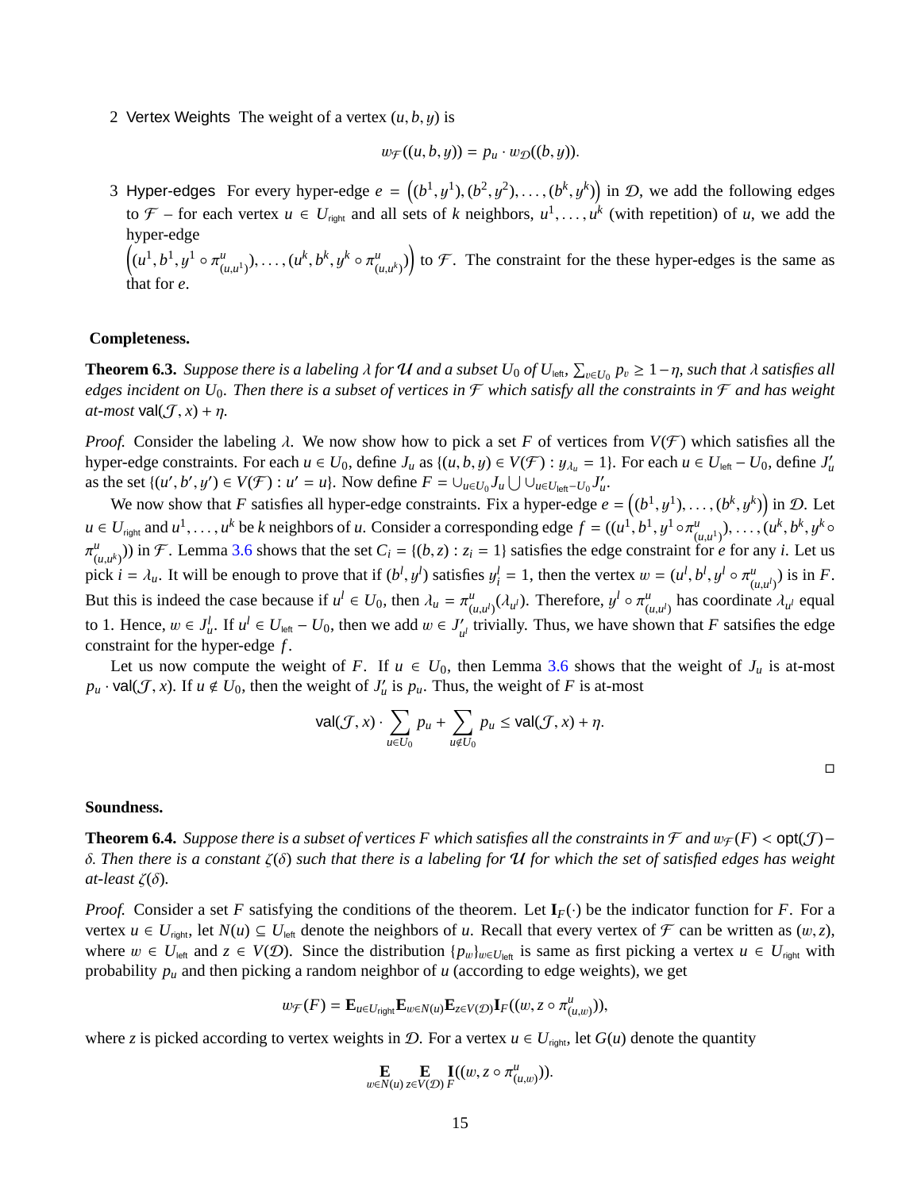2 Vertex Weights The weight of a vertex $(u, b, y)$ is

$$w_{\mathcal{F}}((u, b, y)) = p_u \cdot w_{\mathcal{D}}((b, y)).$$

3 Hyper-edges For every hyper-edge $e = \left((b^1, y^1), (b^2, y^2), \ldots, (b^k, y^k)\right)$ in $\mathcal{D}$, we add the following edges to $\mathcal{F}$ – for each vertex $u \in U_{\text{right}}$ and all sets of $k$ neighbors, $u^1, \ldots, u^k$ (with repetition) of $u$, we add the hyper-edge $\left((u^1, b^1, y^1 \circ \pi^u_{(u,u^1)}), \ldots, (u^k, b^k, y^k \circ \pi^u_{(u,u^k)})\right)$ to $\mathcal{F}$. The constraint for the these hyper-edges is the same as that for $e$.

**Completeness.**

**Theorem 6.3.** *Suppose there is a labeling $\lambda$ for $\mathcal{U}$ and a subset $U_0$ of $U_{\text{left}}$, $\sum_{v \in U_0} p_v \geq 1 - \eta$, such that $\lambda$ satisfies all edges incident on $U_0$. Then there is a subset of vertices in $\mathcal{F}$ which satisfy all the constraints in $\mathcal{F}$ and has weight at-most $\mathsf{val}(\mathcal{J}, x) + \eta$.*

*Proof.* Consider the labeling $\lambda$. We now show how to pick a set $F$ of vertices from $V(\mathcal{F})$ which satisfies all the hyper-edge constraints. For each $u \in U_0$, define $J_u$ as $\{(u, b, y) \in V(\mathcal{F}) : y_{\lambda_u} = 1\}$. For each $u \in U_{\text{left}} - U_0$, define $J'_u$ as the set $\{(u', b', y') \in V(\mathcal{F}) : u' = u\}$. Now define $F = \cup_{u \in U_0} J_u \bigcup \cup_{u \in U_{\text{left}} - U_0} J'_u$.

We now show that $F$ satisfies all hyper-edge constraints. Fix a hyper-edge $e = \left((b^1, y^1), \ldots, (b^k, y^k)\right)$ in $\mathcal{D}$. Let $u \in U_{\text{right}}$ and $u^1, \ldots, u^k$ be $k$ neighbors of $u$. Consider a corresponding edge $f = ((u^1, b^1, y^1 \circ \pi^u_{(u,u^1)}), \ldots, (u^k, b^k, y^k \circ \pi^u_{(u,u^k)}))$ in $\mathcal{F}$. Lemma 3.6 shows that the set $C_i = \{(b, z) : z_i = 1\}$ satisfies the edge constraint for $e$ for any $i$. Let us pick $i = \lambda_u$. It will be enough to prove that if $(b^l, y^l)$ satisfies $y^l_i = 1$, then the vertex $w = (u^l, b^l, y^l \circ \pi^u_{(u,u^l)})$ is in $F$. But this is indeed the case because if $u^l \in U_0$, then $\lambda_u = \pi^u_{(u,u^l)}(\lambda_{u^l})$. Therefore, $y^l \circ \pi^u_{(u,u^l)}$ has coordinate $\lambda_{u^l}$ equal to 1. Hence, $w \in J^l_u$. If $u^l \in U_{\text{left}} - U_0$, then we add $w \in J'_{u^l}$ trivially. Thus, we have shown that $F$ satsifies the edge constraint for the hyper-edge $f$.

Let us now compute the weight of $F$. If $u \in U_0$, then Lemma 3.6 shows that the weight of $J_u$ is at-most $p_u \cdot \mathsf{val}(\mathcal{J}, x)$. If $u \notin U_0$, then the weight of $J'_u$ is $p_u$. Thus, the weight of $F$ is at-most

$$\mathsf{val}(\mathcal{J}, x) \cdot \sum_{u \in U_0} p_u + \sum_{u \notin U_0} p_u \leq \mathsf{val}(\mathcal{J}, x) + \eta.$$

$\square$

**Soundness.**

**Theorem 6.4.** *Suppose there is a subset of vertices $F$ which satisfies all the constraints in $\mathcal{F}$ and $w_{\mathcal{F}}(F) < \mathsf{opt}(\mathcal{J}) - \delta$. Then there is a constant $\zeta(\delta)$ such that there is a labeling for $\mathcal{U}$ for which the set of satisfied edges has weight at-least $\zeta(\delta)$.*

*Proof.* Consider a set $F$ satisfying the conditions of the theorem. Let $\mathbf{I}_F(\cdot)$ be the indicator function for $F$. For a vertex $u \in U_{\text{right}}$, let $N(u) \subseteq U_{\text{left}}$ denote the neighbors of $u$. Recall that every vertex of $\mathcal{F}$ can be written as $(w, z)$, where $w \in U_{\text{left}}$ and $z \in V(\mathcal{D})$. Since the distribution $\{p_w\}_{w \in U_{\text{left}}}$ is same as first picking a vertex $u \in U_{\text{right}}$ with probability $p_u$ and then picking a random neighbor of $u$ (according to edge weights), we get

$$w_{\mathcal{F}}(F) = \mathbf{E}_{u \in U_{\text{right}}} \mathbf{E}_{w \in N(u)} \mathbf{E}_{z \in V(\mathcal{D})} \mathbf{I}_F((w, z \circ \pi^u_{(u,w)})),$$

where $z$ is picked according to vertex weights in $\mathcal{D}$. For a vertex $u \in U_{\text{right}}$, let $G(u)$ denote the quantity

$$\mathop{\mathbf{E}}_{w \in N(u)} \mathop{\mathbf{E}}_{z \in V(\mathcal{D})} \mathbf{I}_F((w, z \circ \pi^u_{(u,w)})).$$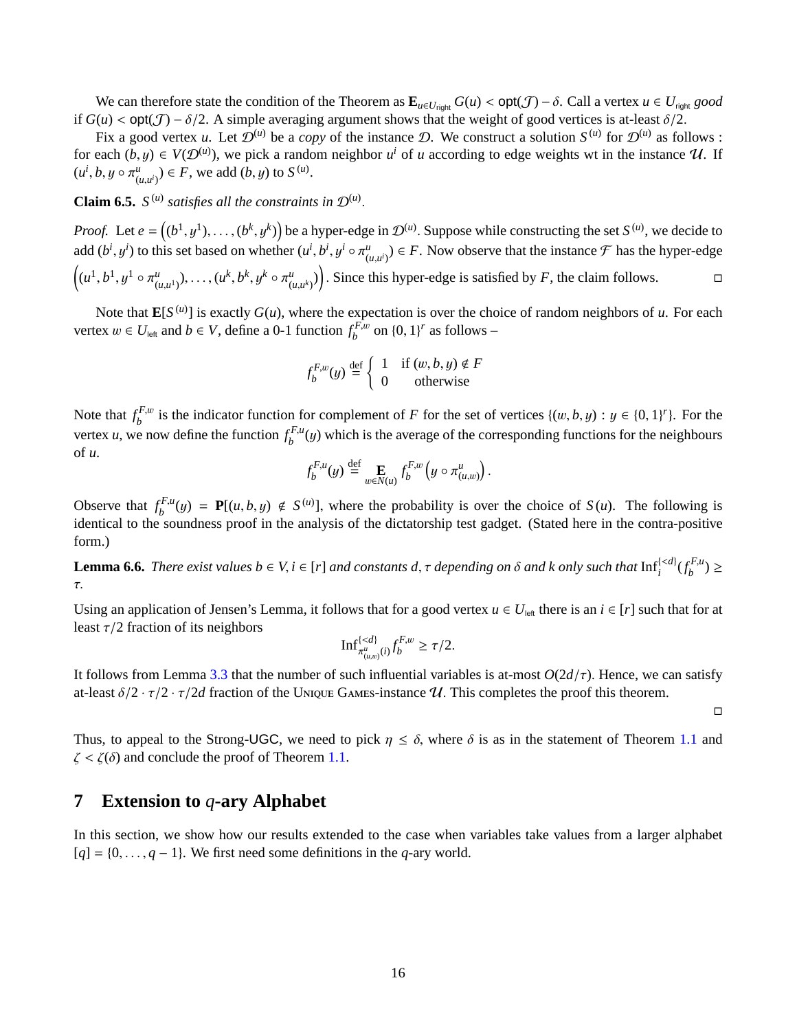We can therefore state the condition of the Theorem as $\mathbf{E}_{u \in U_{\text{right}}} G(u) < \mathsf{opt}(\mathcal{J}) - \delta$. Call a vertex $u \in U_{\text{right}}$ *good* if $G(u) < \mathsf{opt}(\mathcal{J}) - \delta/2$. A simple averaging argument shows that the weight of good vertices is at-least $\delta/2$.

Fix a good vertex $u$. Let $\mathcal{D}^{(u)}$ be a *copy* of the instance $\mathcal{D}$. We construct a solution $S^{(u)}$ for $\mathcal{D}^{(u)}$ as follows : for each $(b, y) \in V(\mathcal{D}^{(u)})$, we pick a random neighbor $u^i$ of $u$ according to edge weights wt in the instance $\mathcal{U}$. If $(u^i, b, y \circ \pi^u_{(u,u^i)}) \in F$, we add $(b, y)$ to $S^{(u)}$.

**Claim 6.5.** *$S^{(u)}$ satisfies all the constraints in $\mathcal{D}^{(u)}$.*

*Proof.* Let $e = \left((b^1, y^1), \ldots, (b^k, y^k)\right)$ be a hyper-edge in $\mathcal{D}^{(u)}$. Suppose while constructing the set $S^{(u)}$, we decide to add $(b^i, y^i)$ to this set based on whether $(u^i, b^i, y^i \circ \pi^u_{(u,u^i)}) \in F$. Now observe that the instance $\mathcal{F}$ has the hyper-edge $\left((u^1, b^1, y^1 \circ \pi^u_{(u,u^1)}), \ldots, (u^k, b^k, y^k \circ \pi^u_{(u,u^k)})\right)$. Since this hyper-edge is satisfied by $F$, the claim follows. $\square$

Note that $\mathbf{E}[S^{(u)}]$ is exactly $G(u)$, where the expectation is over the choice of random neighbors of $u$. For each vertex $w \in U_{\text{left}}$ and $b \in V$, define a 0-1 function $f_b^{F,w}$ on $\{0,1\}^r$ as follows –

$$f_b^{F,w}(y) \stackrel{\text{def}}{=} \begin{cases} 1 & \text{if } (w, b, y) \notin F \\ 0 & \text{otherwise} \end{cases}$$

Note that $f_b^{F,w}$ is the indicator function for complement of $F$ for the set of vertices $\{(w, b, y) : y \in \{0,1\}^r\}$. For the vertex $u$, we now define the function $f_b^{F,u}(y)$ which is the average of the corresponding functions for the neighbours of $u$.

$$f_b^{F,u}(y) \stackrel{\text{def}}{=} \mathop{\mathbf{E}}_{w \in N(u)} f_b^{F,w}\left(y \circ \pi^u_{(u,w)}\right).$$

Observe that $f_b^{F,u}(y) = \mathbf{P}[(u, b, y) \notin S^{(u)}]$, where the probability is over the choice of $S(u)$. The following is identical to the soundness proof in the analysis of the dictatorship test gadget. (Stated here in the contra-positive form.)

**Lemma 6.6.** *There exist values $b \in V, i \in [r]$ and constants $d, \tau$ depending on $\delta$ and $k$ only such that $\mathrm{Inf}_i^{\{<d\}}(f_b^{F,u}) \geq \tau$.*

Using an application of Jensen's Lemma, it follows that for a good vertex $u \in U_{\text{left}}$ there is an $i \in [r]$ such that for at least $\tau/2$ fraction of its neighbors

$$\mathrm{Inf}^{\{<d\}}_{\pi^u_{(u,w)}(i)} f_b^{F,w} \geq \tau/2.$$

It follows from Lemma 3.3 that the number of such influential variables is at-most $O(2d/\tau)$. Hence, we can satisfy at-least $\delta/2 \cdot \tau/2 \cdot \tau/2d$ fraction of the Unique Games-instance $\mathcal{U}$. This completes the proof this theorem.

$\square$

Thus, to appeal to the Strong-UGC, we need to pick $\eta \leq \delta$, where $\delta$ is as in the statement of Theorem 1.1 and $\zeta < \zeta(\delta)$ and conclude the proof of Theorem 1.1.

# 7 Extension to $q$-ary Alphabet

In this section, we show how our results extended to the case when variables take values from a larger alphabet $[q] = \{0, \ldots, q-1\}$. We first need some definitions in the $q$-ary world.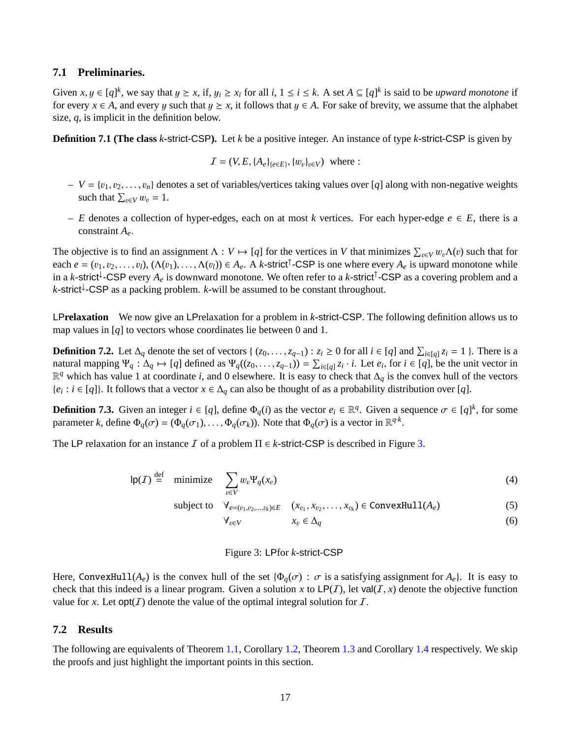### 7.1 Preliminaries.

Given $x, y \in [q]^k$, we say that $y \geq x$, if, $y_i \geq x_i$ for all $i$, $1 \leq i \leq k$. A set $A \subseteq [q]^k$ is said to be *upward monotone* if for every $x \in A$, and every $y$ such that $y \geq x$, it follows that $y \in A$. For sake of brevity, we assume that the alphabet size, $q$, is implicit in the definition below.

**Definition 7.1 (The class $k$-strict-CSP).** Let $k$ be a positive integer. An instance of type $k$-strict-CSP is given by

$$\mathcal{I} = (V, E, \{A_e\}_{\{e \in E\}}, \{w_v\}_{v \in V}) \text{ where :}$$

– $V = \{v_1, v_2, \ldots, v_n\}$ denotes a set of variables/vertices taking values over $[q]$ along with non-negative weights such that $\sum_{v \in V} w_v = 1$.

– $E$ denotes a collection of hyper-edges, each on at most $k$ vertices. For each hyper-edge $e \in E$, there is a constraint $A_e$.

The objective is to find an assignment $\Lambda : V \mapsto [q]$ for the vertices in $V$ that minimizes $\sum_{v \in V} w_v \Lambda(v)$ such that for each $e = (v_1, v_2, \ldots, v_l)$, $(\Lambda(v_1), \ldots, \Lambda(v_l)) \in A_e$. A $k$-strict$^{\uparrow}$-CSP is one where every $A_e$ is upward monotone while in a $k$-strict$^{\downarrow}$-CSP every $A_e$ is downward monotone. We often refer to a $k$-strict$^{\uparrow}$-CSP as a covering problem and a $k$-strict$^{\downarrow}$-CSP as a packing problem. $k$-will be assumed to be constant throughout.

**LPrelaxation** We now give an LPrelaxation for a problem in $k$-strict-CSP. The following definition allows us to map values in $[q]$ to vectors whose coordinates lie between 0 and 1.

**Definition 7.2.** Let $\Delta_q$ denote the set of vectors $\{ (z_0, \ldots, z_{q-1}) : z_i \geq 0 \text{ for all } i \in [q] \text{ and } \sum_{i \in [q]} z_i = 1 \}$. There is a natural mapping $\Psi_q : \Delta_q \mapsto [q]$ defined as $\Psi_q((z_0, \ldots, z_{q-1})) = \sum_{i \in [q]} z_i \cdot i$. Let $e_i$, for $i \in [q]$, be the unit vector in $\mathbb{R}^q$ which has value 1 at coordinate $i$, and 0 elsewhere. It is easy to check that $\Delta_q$ is the convex hull of the vectors $\{e_i : i \in [q]\}$. It follows that a vector $x \in \Delta_q$ can also be thought of as a probability distribution over $[q]$.

**Definition 7.3.** Given an integer $i \in [q]$, define $\Phi_q(i)$ as the vector $e_i \in \mathbb{R}^q$. Given a sequence $\sigma \in [q]^k$, for some parameter $k$, define $\Phi_q(\sigma) = (\Phi_q(\sigma_1), \ldots, \Phi_q(\sigma_k))$. Note that $\Phi_q(\sigma)$ is a vector in $\mathbb{R}^{q \cdot k}$.

The LP relaxation for an instance $\mathcal{I}$ of a problem $\Pi \in k$-strict-CSP is described in Figure 3.

$$\mathsf{lp}(\mathcal{I}) \stackrel{\text{def}}{=} \quad \text{minimize} \quad \sum_{v \in V} w_v \Psi_q(x_v) \tag{4}$$

$$\text{subject to} \quad \forall_{e=(v_1,v_2,\ldots,v_k) \in E} \quad (x_{v_1}, x_{v_2}, \ldots, x_{v_k}) \in \texttt{ConvexHull}(A_e) \tag{5}$$

$$\forall_{v \in V} \quad x_v \in \Delta_q \tag{6}$$

Figure 3: LPfor $k$-strict-CSP

Here, $\texttt{ConvexHull}(A_e)$ is the convex hull of the set $\{\Phi_q(\sigma) : \sigma \text{ is a satisfying assignment for } A_e\}$. It is easy to check that this indeed is a linear program. Given a solution $x$ to $\mathsf{LP}(\mathcal{I})$, let $\mathsf{val}(\mathcal{I}, x)$ denote the objective function value for $x$. Let $\mathsf{opt}(\mathcal{I})$ denote the value of the optimal integral solution for $\mathcal{I}$.

### 7.2 Results

The following are equivalents of Theorem 1.1, Corollary 1.2, Theorem 1.3 and Corollary 1.4 respectively. We skip the proofs and just highlight the important points in this section.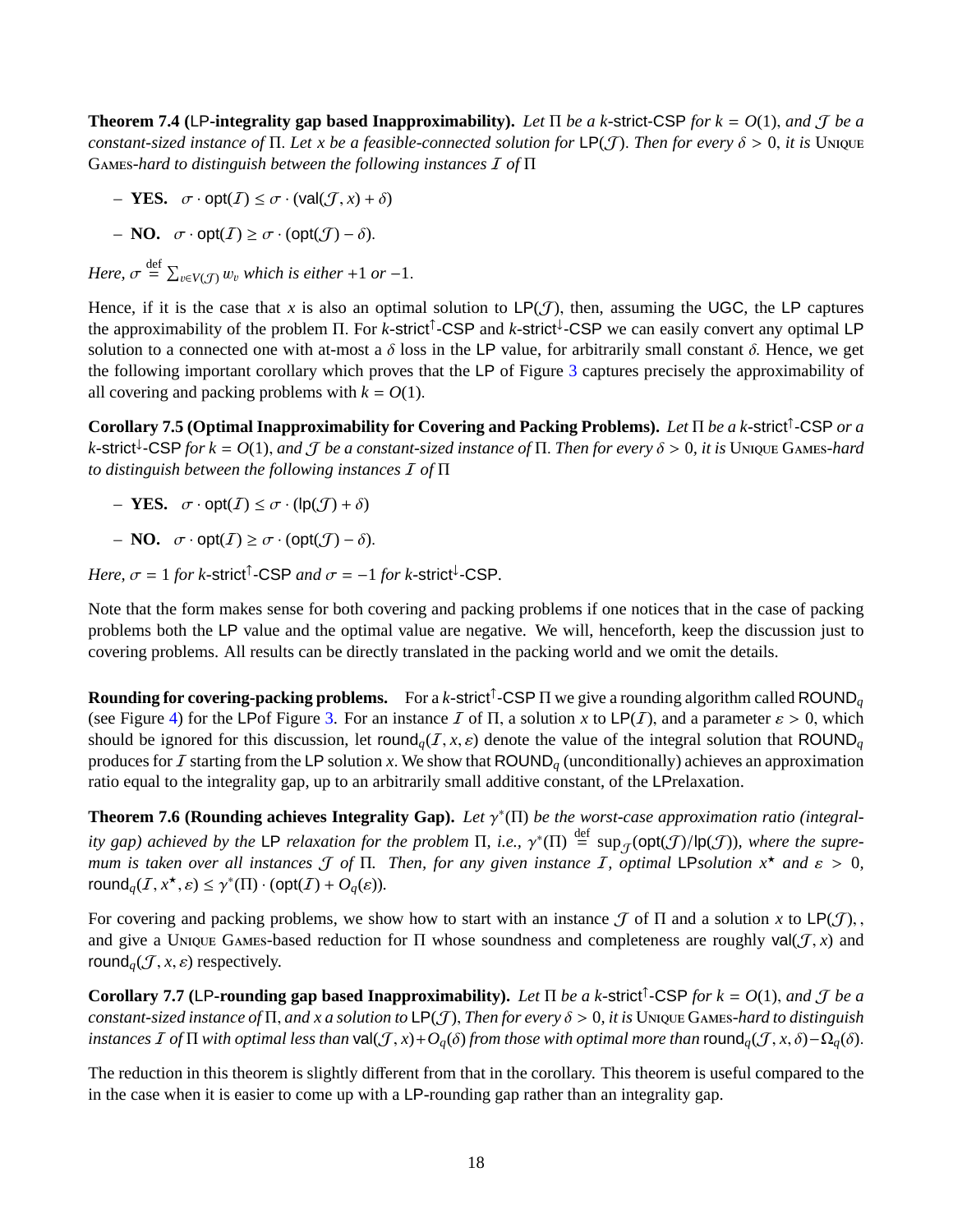**Theorem 7.4 (LP-integrality gap based Inapproximability).** *Let $\Pi$ be a $k$-strict-CSP for $k = O(1)$, and $\mathcal{J}$ be a constant-sized instance of $\Pi$. Let $x$ be a feasible-connected solution for $\mathsf{LP}(\mathcal{J})$. Then for every $\delta > 0$, it is* Unique Games*-hard to distinguish between the following instances $\mathcal{I}$ of $\Pi$*

- **YES.** $\sigma \cdot \mathsf{opt}(\mathcal{I}) \leq \sigma \cdot (\mathsf{val}(\mathcal{J}, x) + \delta)$
- **NO.** $\sigma \cdot \mathsf{opt}(\mathcal{I}) \geq \sigma \cdot (\mathsf{opt}(\mathcal{J}) - \delta)$.

*Here, $\sigma \stackrel{\text{def}}{=} \sum_{v \in V(\mathcal{J})} w_v$ which is either $+1$ or $-1$.*

Hence, if it is the case that $x$ is also an optimal solution to $\mathsf{LP}(\mathcal{J})$, then, assuming the UGC, the LP captures the approximability of the problem $\Pi$. For $k$-strict$^{\uparrow}$-CSP and $k$-strict$^{\downarrow}$-CSP we can easily convert any optimal LP solution to a connected one with at-most a $\delta$ loss in the LP value, for arbitrarily small constant $\delta$. Hence, we get the following important corollary which proves that the LP of Figure 3 captures precisely the approximability of all covering and packing problems with $k = O(1)$.

**Corollary 7.5 (Optimal Inapproximability for Covering and Packing Problems).** *Let $\Pi$ be a $k$-strict$^{\uparrow}$-CSP or a $k$-strict$^{\downarrow}$-CSP for $k = O(1)$, and $\mathcal{J}$ be a constant-sized instance of $\Pi$. Then for every $\delta > 0$, it is* Unique Games*-hard to distinguish between the following instances $\mathcal{I}$ of $\Pi$*

- **YES.** $\sigma \cdot \mathsf{opt}(\mathcal{I}) \leq \sigma \cdot (\mathsf{lp}(\mathcal{J}) + \delta)$
- **NO.** $\sigma \cdot \mathsf{opt}(\mathcal{I}) \geq \sigma \cdot (\mathsf{opt}(\mathcal{J}) - \delta)$.

*Here, $\sigma = 1$ for $k$-strict$^{\uparrow}$-CSP and $\sigma = -1$ for $k$-strict$^{\downarrow}$-CSP.*

Note that the form makes sense for both covering and packing problems if one notices that in the case of packing problems both the LP value and the optimal value are negative. We will, henceforth, keep the discussion just to covering problems. All results can be directly translated in the packing world and we omit the details.

**Rounding for covering-packing problems.** For a $k$-strict$^{\uparrow}$-CSP $\Pi$ we give a rounding algorithm called $\mathsf{ROUND}_q$ (see Figure 4) for the LPof Figure 3. For an instance $\mathcal{I}$ of $\Pi$, a solution $x$ to $\mathsf{LP}(\mathcal{I})$, and a parameter $\varepsilon > 0$, which should be ignored for this discussion, let $\mathsf{round}_q(\mathcal{I}, x, \varepsilon)$ denote the value of the integral solution that $\mathsf{ROUND}_q$ produces for $\mathcal{I}$ starting from the LP solution $x$. We show that $\mathsf{ROUND}_q$ (unconditionally) achieves an approximation ratio equal to the integrality gap, up to an arbitrarily small additive constant, of the LPrelaxation.

**Theorem 7.6 (Rounding achieves Integrality Gap).** *Let $\gamma^*(\Pi)$ be the worst-case approximation ratio (integrality gap) achieved by the LP relaxation for the problem $\Pi$, i.e., $\gamma^*(\Pi) \stackrel{\text{def}}{=} \sup_{\mathcal{J}}(\mathsf{opt}(\mathcal{J})/\mathsf{lp}(\mathcal{J}))$, where the supremum is taken over all instances $\mathcal{J}$ of $\Pi$. Then, for any given instance $\mathcal{I}$, optimal LPsolution $x^{\star}$ and $\varepsilon > 0$, $\mathsf{round}_q(\mathcal{I}, x^{\star}, \varepsilon) \leq \gamma^*(\Pi) \cdot (\mathsf{opt}(\mathcal{I}) + O_q(\varepsilon))$.*

For covering and packing problems, we show how to start with an instance $\mathcal{J}$ of $\Pi$ and a solution $x$ to $\mathsf{LP}(\mathcal{J})$, , and give a Unique Games-based reduction for $\Pi$ whose soundness and completeness are roughly $\mathsf{val}(\mathcal{J}, x)$ and $\mathsf{round}_q(\mathcal{J}, x, \varepsilon)$ respectively.

**Corollary 7.7 (LP-rounding gap based Inapproximability).** *Let $\Pi$ be a $k$-strict$^{\uparrow}$-CSP for $k = O(1)$, and $\mathcal{J}$ be a constant-sized instance of $\Pi$, and $x$ a solution to $\mathsf{LP}(\mathcal{J})$, Then for every $\delta > 0$, it is* Unique Games*-hard to distinguish instances $\mathcal{I}$ of $\Pi$ with optimal less than $\mathsf{val}(\mathcal{J}, x) + O_q(\delta)$ from those with optimal more than $\mathsf{round}_q(\mathcal{J}, x, \delta) - \Omega_q(\delta)$.*

The reduction in this theorem is slightly different from that in the corollary. This theorem is useful compared to the in the case when it is easier to come up with a LP-rounding gap rather than an integrality gap.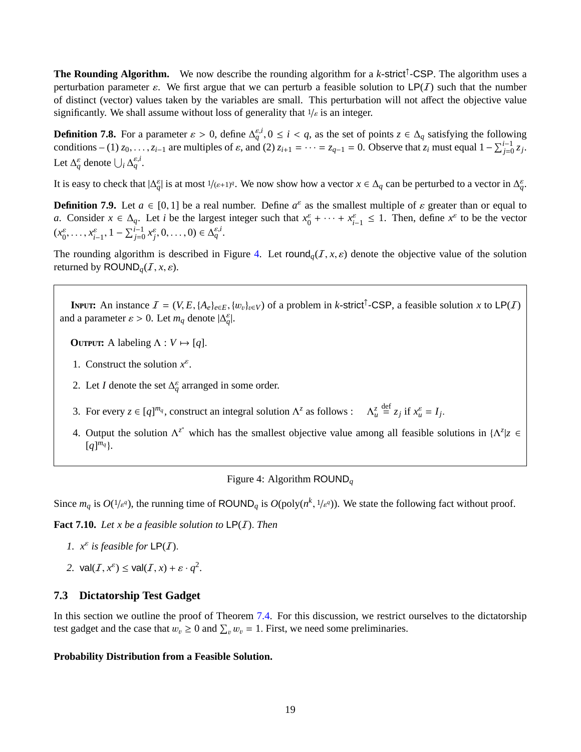**The Rounding Algorithm.** We now describe the rounding algorithm for a $k$-strict$^{\uparrow}$-CSP. The algorithm uses a perturbation parameter $\varepsilon$. We first argue that we can perturb a feasible solution to $\mathsf{LP}(\mathcal{I})$ such that the number of distinct (vector) values taken by the variables are small. This perturbation will not affect the objective value significantly. We shall assume without loss of generality that $1/\varepsilon$ is an integer.

**Definition 7.8.** For a parameter $\varepsilon > 0$, define $\Delta_q^{\varepsilon,i}, 0 \le i < q$, as the set of points $z \in \Delta_q$ satisfying the following conditions – (1) $z_0, \ldots, z_{i-1}$ are multiples of $\varepsilon$, and (2) $z_{i+1} = \cdots = z_{q-1} = 0$. Observe that $z_i$ must equal $1 - \sum_{j=0}^{i-1} z_j$. Let $\Delta_q^{\varepsilon}$ denote $\bigcup_i \Delta_q^{\varepsilon,i}$.

It is easy to check that $|\Delta_q^{\varepsilon}|$ is at most $1/(\varepsilon+1)^q$. We now show how a vector $x \in \Delta_q$ can be perturbed to a vector in $\Delta_q^{\varepsilon}$.

**Definition 7.9.** Let $a \in [0, 1]$ be a real number. Define $a^{\varepsilon}$ as the smallest multiple of $\varepsilon$ greater than or equal to $a$. Consider $x \in \Delta_q$. Let $i$ be the largest integer such that $x_0^{\varepsilon} + \cdots + x_{i-1}^{\varepsilon} \le 1$. Then, define $x^{\varepsilon}$ to be the vector $(x_0^{\varepsilon}, \ldots, x_{i-1}^{\varepsilon}, 1 - \sum_{j=0}^{i-1} x_j^{\varepsilon}, 0, \ldots, 0) \in \Delta_q^{\varepsilon,i}$.

The rounding algorithm is described in Figure 4. Let $\mathsf{round}_q(\mathcal{I}, x, \varepsilon)$ denote the objective value of the solution returned by $\mathsf{ROUND}_q(\mathcal{I}, x, \varepsilon)$.

> **Input:** An instance $\mathcal{I} = (V, E, \{A_e\}_{e \in E}, \{w_v\}_{v \in V})$ of a problem in $k$-strict$^{\uparrow}$-CSP, a feasible solution $x$ to $\mathsf{LP}(\mathcal{I})$ and a parameter $\varepsilon > 0$. Let $m_q$ denote $|\Delta_q^{\varepsilon}|$.
>
> **Output:** A labeling $\Lambda : V \mapsto [q]$.
>
> 1. Construct the solution $x^{\varepsilon}$.
> 2. Let $I$ denote the set $\Delta_q^{\varepsilon}$ arranged in some order.
> 3. For every $z \in [q]^{m_q}$, construct an integral solution $\Lambda^z$ as follows : $\quad \Lambda_u^z \stackrel{\text{def}}{=} z_j$ if $x_u^{\varepsilon} = I_j$.
> 4. Output the solution $\Lambda^{z^*}$ which has the smallest objective value among all feasible solutions in $\{\Lambda^z | z \in [q]^{m_q}\}$.

Figure 4: Algorithm $\mathsf{ROUND}_q$

Since $m_q$ is $O(1/\varepsilon^q)$, the running time of $\mathsf{ROUND}_q$ is $O(\mathrm{poly}(n^k, 1/\varepsilon^q))$. We state the following fact without proof.

**Fact 7.10.** *Let $x$ be a feasible solution to $\mathsf{LP}(\mathcal{I})$. Then*

1. *$x^{\varepsilon}$ is feasible for $\mathsf{LP}(\mathcal{I})$.*
2. $\mathsf{val}(\mathcal{I}, x^{\varepsilon}) \le \mathsf{val}(\mathcal{I}, x) + \varepsilon \cdot q^2$.

## 7.3 Dictatorship Test Gadget

In this section we outline the proof of Theorem 7.4. For this discussion, we restrict ourselves to the dictatorship test gadget and the case that $w_v \ge 0$ and $\sum_v w_v = 1$. First, we need some preliminaries.

**Probability Distribution from a Feasible Solution.**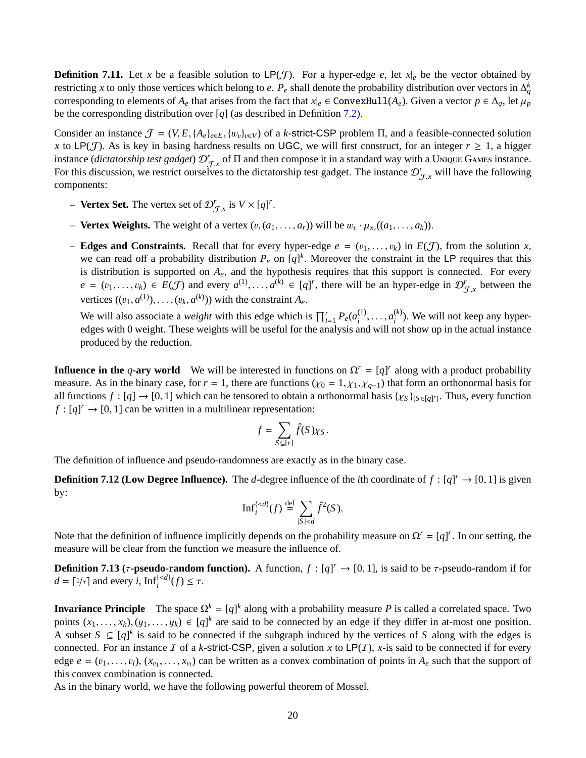**Definition 7.11.** Let $x$ be a feasible solution to $\mathsf{LP}(\mathcal{J})$. For a hyper-edge $e$, let $x|_e$ be the vector obtained by restricting $x$ to only those vertices which belong to $e$. $P_e$ shall denote the probability distribution over vectors in $\Delta_q^k$ corresponding to elements of $A_e$ that arises from the fact that $x|_e \in \texttt{ConvexHull}(A_e)$. Given a vector $p \in \Delta_q$, let $\mu_p$ be the corresponding distribution over $[q]$ (as described in Definition 7.2).

Consider an instance $\mathcal{J} = (V, E, \{A_e\}_{e \in E}, \{w_v\}_{v \in V})$ of a $k$-strict-CSP problem $\Pi$, and a feasible-connected solution $x$ to $\mathsf{LP}(\mathcal{J})$. As is key in basing hardness results on UGC, we will first construct, for an integer $r \geq 1$, a bigger instance (*dictatorship test gadget*) $\mathcal{D}^r_{\mathcal{J},x}$ of $\Pi$ and then compose it in a standard way with a Unique Games instance. For this discussion, we restrict ourselves to the dictatorship test gadget. The instance $\mathcal{D}^r_{\mathcal{J},x}$ will have the following components:

– **Vertex Set.** The vertex set of $\mathcal{D}^r_{\mathcal{J},x}$ is $V \times [q]^r$.

– **Vertex Weights.** The weight of a vertex $(v, (a_1, \ldots, a_r))$ will be $w_v \cdot \mu_{x_v}((a_1, \ldots, a_k))$.

– **Edges and Constraints.** Recall that for every hyper-edge $e = (v_1, \ldots, v_k)$ in $E(\mathcal{J})$, from the solution $x$, we can read off a probability distribution $P_e$ on $[q]^k$. Moreover the constraint in the LP requires that this is distribution is supported on $A_e$, and the hypothesis requires that this support is connected. For every $e = (v_1, \ldots, v_k) \in E(\mathcal{J})$ and every $a^{(1)}, \ldots, a^{(k)} \in [q]^r$, there will be an hyper-edge in $\mathcal{D}^r_{\mathcal{J},x}$ between the vertices $((v_1, a^{(1)}), \ldots, (v_k, a^{(k)}))$ with the constraint $A_e$.

  We will also associate a *weight* with this edge which is $\prod_{i=1}^r P_e(a_i^{(1)}, \ldots, a_i^{(k)})$. We will not keep any hyper-edges with 0 weight. These weights will be useful for the analysis and will not show up in the actual instance produced by the reduction.

**Influence in the $q$-ary world** We will be interested in functions on $\Omega^r = [q]^r$ along with a product probability measure. As in the binary case, for $r = 1$, there are functions $(\chi_0 = 1, \chi_1, \chi_{q-1})$ that form an orthonormal basis for all functions $f : [q] \to [0, 1]$ which can be tensored to obtain a orthonormal basis $\{\chi_S\}_{\{S \in [q]^r\}}$. Thus, every function $f : [q]^r \to [0, 1]$ can be written in a multilinear representation:

$$f = \sum_{S \subseteq [r]} \hat{f}(S) \chi_S .$$

The definition of influence and pseudo-randomness are exactly as in the binary case.

**Definition 7.12 (Low Degree Influence).** The $d$-degree influence of the $i$th coordinate of $f : [q]^r \to [0, 1]$ is given by:

$$\mathrm{Inf}_i^{\{<d\}}(f) \stackrel{\text{def}}{=} \sum_{|S| < d} \hat{f}^2(S).$$

Note that the definition of influence implicitly depends on the probability measure on $\Omega^r = [q]^r$. In our setting, the measure will be clear from the function we measure the influence of.

**Definition 7.13 ($\tau$-pseudo-random function).** A function, $f : [q]^r \to [0, 1]$, is said to be $\tau$-pseudo-random if for $d = \lceil 1/\tau \rceil$ and every $i$, $\mathrm{Inf}_i^{\{<d\}}(f) \leq \tau$.

**Invariance Principle** The space $\Omega^k = [q]^k$ along with a probability measure $P$ is called a correlated space. Two points $(x_1, \ldots, x_k), (y_1, \ldots, y_k) \in [q]^k$ are said to be connected by an edge if they differ in at-most one position. A subset $S \subseteq [q]^k$ is said to be connected if the subgraph induced by the vertices of $S$ along with the edges is connected. For an instance $\mathcal{I}$ of a $k$-strict-CSP, given a solution $x$ to $\mathsf{LP}(\mathcal{I})$, $x$-is said to be connected if for every edge $e = (v_1, \ldots, v_l)$, $(x_{v_1}, \ldots, x_{v_l})$ can be written as a convex combination of points in $A_e$ such that the support of this convex combination is connected.

As in the binary world, we have the following powerful theorem of Mossel.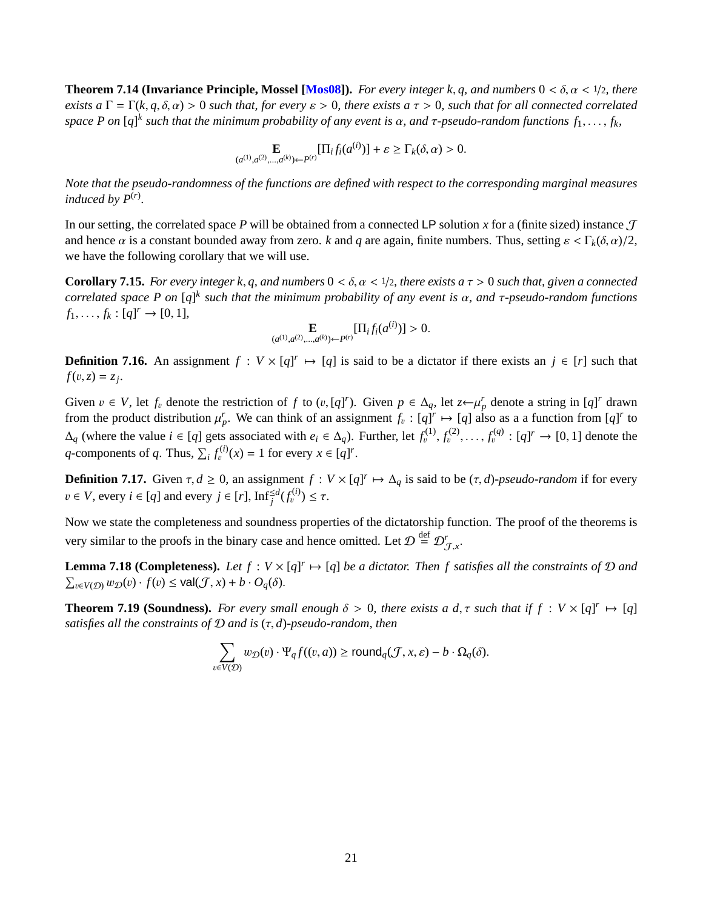**Theorem 7.14 (Invariance Principle, Mossel [Mos08]).** *For every integer $k, q$, and numbers $0 < \delta, \alpha < 1/2$, there exists a $\Gamma = \Gamma(k, q, \delta, \alpha) > 0$ such that, for every $\varepsilon > 0$, there exists a $\tau > 0$, such that for all connected correlated space $P$ on $[q]^k$ such that the minimum probability of any event is $\alpha$, and $\tau$-pseudo-random functions $f_1, \ldots, f_k$,*

$$\mathop{\mathbf{E}}_{(a^{(1)},a^{(2)},\ldots,a^{(k)})\leftarrow P^{(r)}}[\Pi_i f_i(a^{(i)})] + \varepsilon \geq \Gamma_k(\delta, \alpha) > 0.$$

*Note that the pseudo-randomness of the functions are defined with respect to the corresponding marginal measures induced by $P^{(r)}$.*

In our setting, the correlated space $P$ will be obtained from a connected LP solution $x$ for a (finite sized) instance $\mathcal{J}$ and hence $\alpha$ is a constant bounded away from zero. $k$ and $q$ are again, finite numbers. Thus, setting $\varepsilon < \Gamma_k(\delta, \alpha)/2$, we have the following corollary that we will use.

**Corollary 7.15.** *For every integer $k, q$, and numbers $0 < \delta, \alpha < 1/2$, there exists a $\tau > 0$ such that, given a connected correlated space $P$ on $[q]^k$ such that the minimum probability of any event is $\alpha$, and $\tau$-pseudo-random functions $f_1, \ldots, f_k : [q]^r \to [0, 1]$,*

$$\mathop{\mathbf{E}}_{(a^{(1)},a^{(2)},\ldots,a^{(k)})\leftarrow P^{(r)}}[\Pi_i f_i(a^{(i)})] > 0.$$

**Definition 7.16.** An assignment $f : V \times [q]^r \mapsto [q]$ is said to be a dictator if there exists an $j \in [r]$ such that $f(v, z) = z_j$.

Given $v \in V$, let $f_v$ denote the restriction of $f$ to $(v, [q]^r)$. Given $p \in \Delta_q$, let $z \leftarrow \mu_p^r$ denote a string in $[q]^r$ drawn from the product distribution $\mu_p^r$. We can think of an assignment $f_v : [q]^r \mapsto [q]$ also as a a function from $[q]^r$ to $\Delta_q$ (where the value $i \in [q]$ gets associated with $e_i \in \Delta_q$). Further, let $f_v^{(1)}, f_v^{(2)}, \ldots, f_v^{(q)} : [q]^r \to [0, 1]$ denote the $q$-components of $q$. Thus, $\sum_i f_v^{(i)}(x) = 1$ for every $x \in [q]^r$.

**Definition 7.17.** Given $\tau, d \geq 0$, an assignment $f : V \times [q]^r \mapsto \Delta_q$ is said to be $(\tau, d)$-*pseudo-random* if for every $v \in V$, every $i \in [q]$ and every $j \in [r]$, $\mathrm{Inf}_j^{\leq d}(f_v^{(i)}) \leq \tau$.

Now we state the completeness and soundness properties of the dictatorship function. The proof of the theorems is very similar to the proofs in the binary case and hence omitted. Let $\mathcal{D} \stackrel{\text{def}}{=} \mathcal{D}_{\mathcal{J},x}^r$.

**Lemma 7.18 (Completeness).** *Let $f : V \times [q]^r \mapsto [q]$ be a dictator. Then $f$ satisfies all the constraints of $\mathcal{D}$ and $\sum_{v \in V(\mathcal{D})} w_{\mathcal{D}}(v) \cdot f(v) \leq \mathsf{val}(\mathcal{J}, x) + b \cdot O_q(\delta)$.*

**Theorem 7.19 (Soundness).** *For every small enough $\delta > 0$, there exists a $d, \tau$ such that if $f : V \times [q]^r \mapsto [q]$ satisfies all the constraints of $\mathcal{D}$ and is $(\tau, d)$-pseudo-random, then*

$$\sum_{v \in V(\mathcal{D})} w_{\mathcal{D}}(v) \cdot \Psi_q f((v, a)) \geq \mathsf{round}_q(\mathcal{J}, x, \varepsilon) - b \cdot \Omega_q(\delta).$$